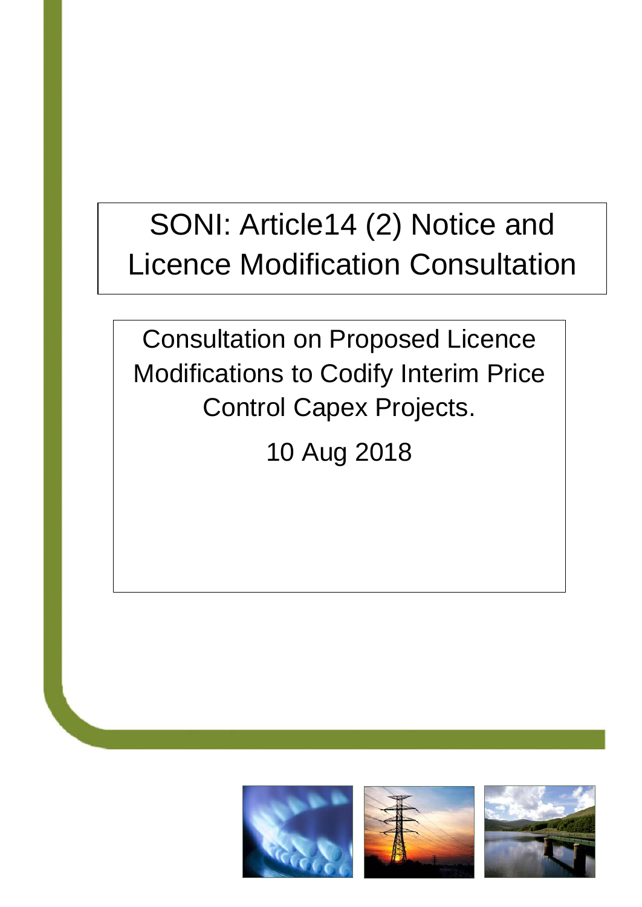# SONI: Article14 (2) Notice and Licence Modification Consultation

## Consultation on Proposed Licence Modifications to Codify Interim Price Control Capex Projects.

10 Aug 2018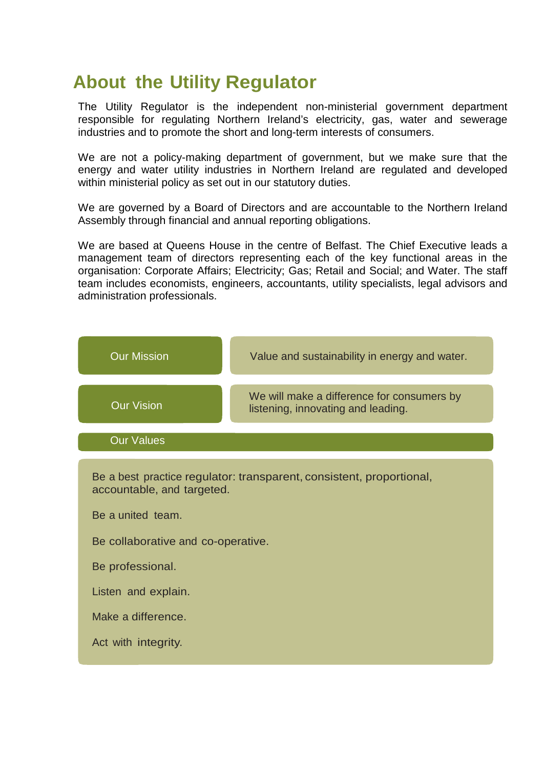# About the Utility Regulator

The Utility Regulator is the independent non-ministerial government department responsible for regulating Northern Ireland's electricity, gas, water and sewerage industries and to promote the short and long-term interests of consumers.

We are not a policy-making department of government, but we make sure that the energy and water utility industries in Northern Ireland are regulated and developed within ministerial policy as set out in our statutory duties.

We are governed by a Board of Directors and are accountable to the Northern Ireland Assembly through financial and annual reporting obligations.

We are based at Queens House in the centre of Belfast. The Chief Executive leads a management team of directors representing each of the key functional areas in the organisation: Corporate Affairs; Electricity; Gas; Retail and Social; and Water. The staff team includes economists, engineers, accountants, utility specialists, legal advisors and administration professionals.

| | |
|---|---|
| Our Mission | Value and sustainability in energy and water. |
| Our Vision | We will make a difference for consumers by listening, innovating and leading. |

**Our Values**

Be a best practice regulator: transparent, consistent, proportional, accountable, and targeted.

Be a united team.

Be collaborative and co-operative.

Be professional.

Listen and explain.

Make a difference.

Act with integrity.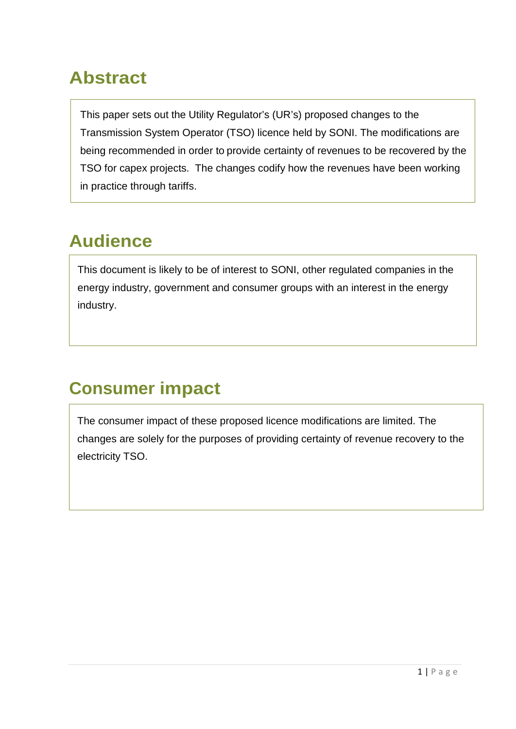## Abstract

This paper sets out the Utility Regulator's (UR's) proposed changes to the Transmission System Operator (TSO) licence held by SONI. The modifications are being recommended in order to provide certainty of revenues to be recovered by the TSO for capex projects. The changes codify how the revenues have been working in practice through tariffs.

## Audience

This document is likely to be of interest to SONI, other regulated companies in the energy industry, government and consumer groups with an interest in the energy industry.

## Consumer impact

The consumer impact of these proposed licence modifications are limited. The changes are solely for the purposes of providing certainty of revenue recovery to the electricity TSO.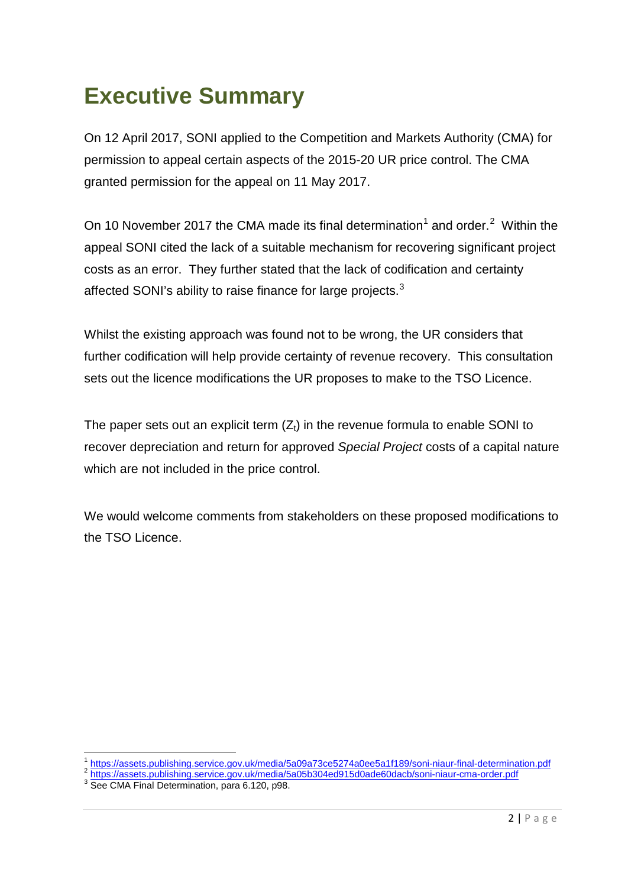# Executive Summary

On 12 April 2017, SONI applied to the Competition and Markets Authority (CMA) for permission to appeal certain aspects of the 2015-20 UR price control. The CMA granted permission for the appeal on 11 May 2017.

On 10 November 2017 the CMA made its final determination[1] and order.[2] Within the appeal SONI cited the lack of a suitable mechanism for recovering significant project costs as an error. They further stated that the lack of codification and certainty affected SONI's ability to raise finance for large projects.[3]

Whilst the existing approach was found not to be wrong, the UR considers that further codification will help provide certainty of revenue recovery. This consultation sets out the licence modifications the UR proposes to make to the TSO Licence.

The paper sets out an explicit term ($Z_t$) in the revenue formula to enable SONI to recover depreciation and return for approved *Special Project* costs of a capital nature which are not included in the price control.

We would welcome comments from stakeholders on these proposed modifications to the TSO Licence.

---

[1] https://assets.publishing.service.gov.uk/media/5a09a73ce5274a0ee5a1f189/soni-niaur-final-determination.pdf

[2] https://assets.publishing.service.gov.uk/media/5a05b304ed915d0ade60dacb/soni-niaur-cma-order.pdf

[3] See CMA Final Determination, para 6.120, p98.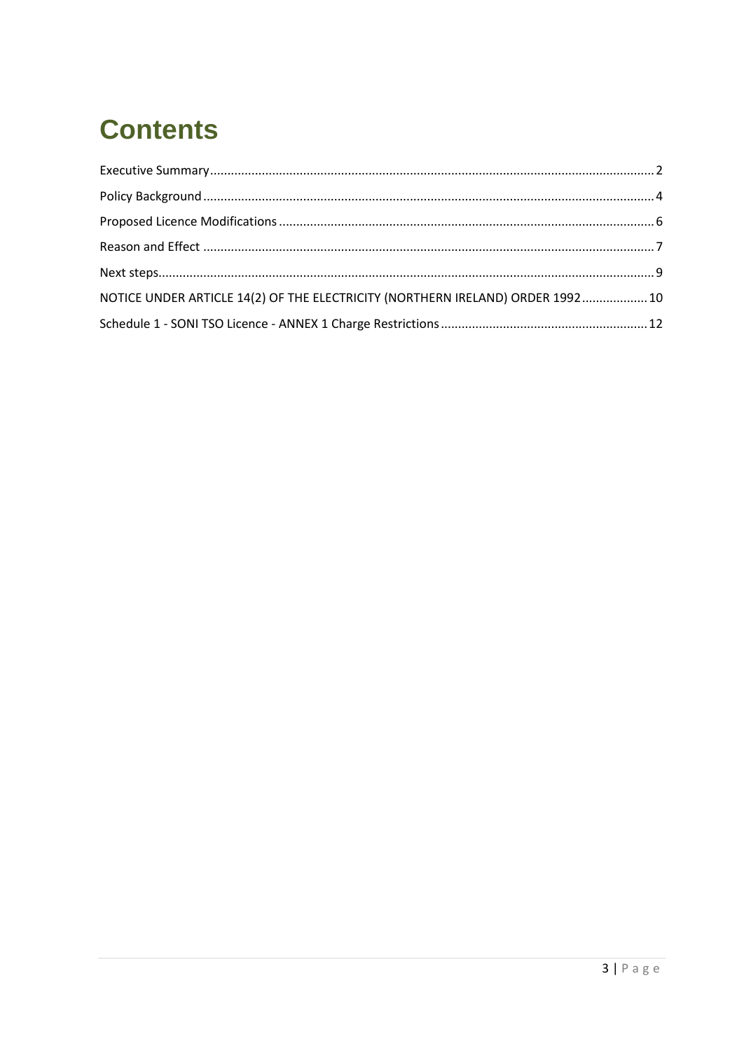# Contents

Executive Summary .......... 2

Policy Background .......... 4

Proposed Licence Modifications .......... 6

Reason and Effect .......... 7

Next steps .......... 9

NOTICE UNDER ARTICLE 14(2) OF THE ELECTRICITY (NORTHERN IRELAND) ORDER 1992 .......... 10

Schedule 1 - SONI TSO Licence - ANNEX 1 Charge Restrictions .......... 12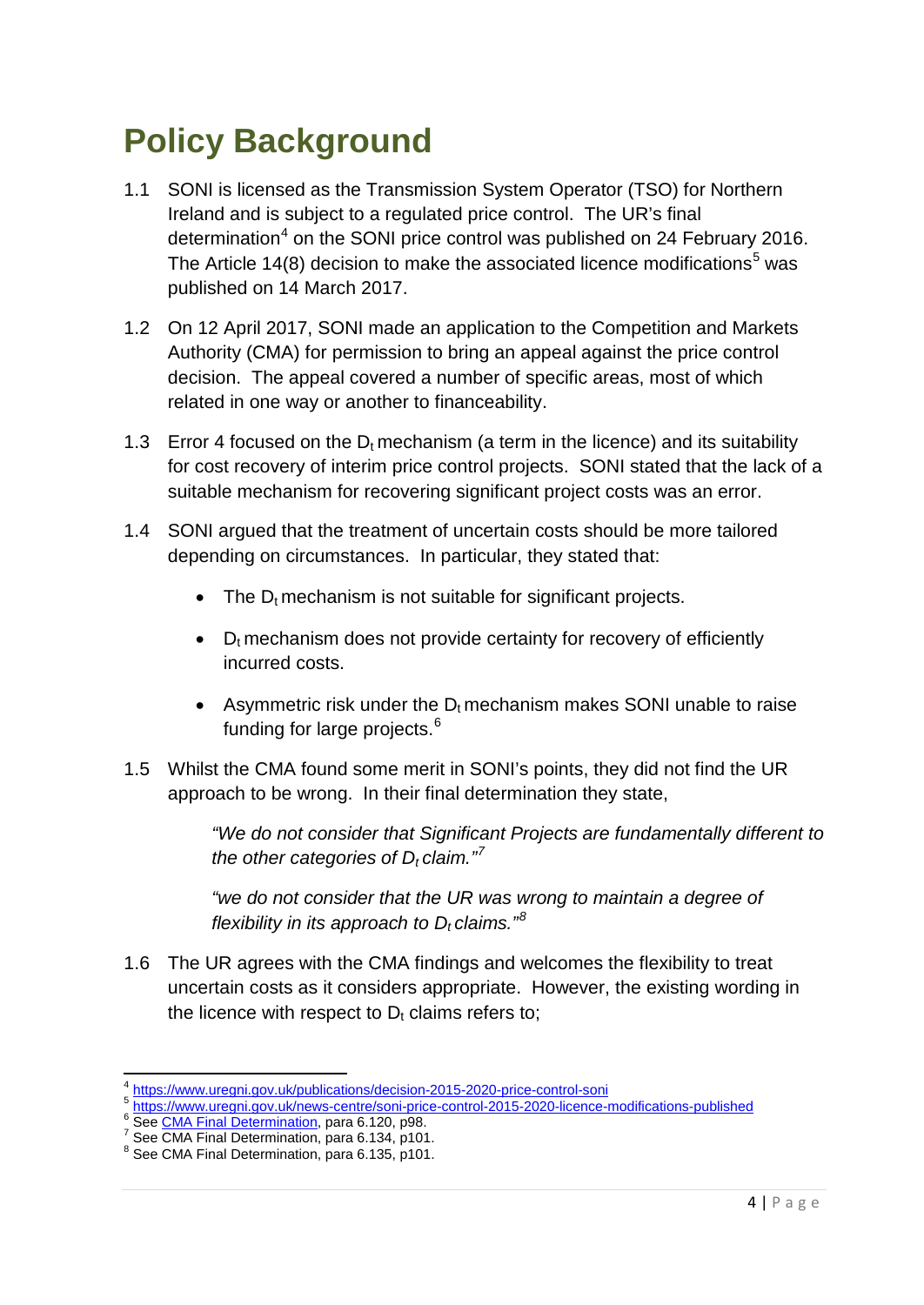# Policy Background

1.1 SONI is licensed as the Transmission System Operator (TSO) for Northern Ireland and is subject to a regulated price control. The UR's final determination[4] on the SONI price control was published on 24 February 2016. The Article 14(8) decision to make the associated licence modifications[5] was published on 14 March 2017.

1.2 On 12 April 2017, SONI made an application to the Competition and Markets Authority (CMA) for permission to bring an appeal against the price control decision. The appeal covered a number of specific areas, most of which related in one way or another to financeability.

1.3 Error 4 focused on the $D_t$ mechanism (a term in the licence) and its suitability for cost recovery of interim price control projects. SONI stated that the lack of a suitable mechanism for recovering significant project costs was an error.

1.4 SONI argued that the treatment of uncertain costs should be more tailored depending on circumstances. In particular, they stated that:

- The $D_t$ mechanism is not suitable for significant projects.
- $D_t$ mechanism does not provide certainty for recovery of efficiently incurred costs.
- Asymmetric risk under the $D_t$ mechanism makes SONI unable to raise funding for large projects.[6]

1.5 Whilst the CMA found some merit in SONI's points, they did not find the UR approach to be wrong. In their final determination they state,

> *"We do not consider that Significant Projects are fundamentally different to the other categories of $D_t$ claim."*[7]
>
> *"we do not consider that the UR was wrong to maintain a degree of flexibility in its approach to $D_t$ claims."*[8]

1.6 The UR agrees with the CMA findings and welcomes the flexibility to treat uncertain costs as it considers appropriate. However, the existing wording in the licence with respect to $D_t$ claims refers to;

---

[4] https://www.uregni.gov.uk/publications/decision-2015-2020-price-control-soni
[5] https://www.uregni.gov.uk/news-centre/soni-price-control-2015-2020-licence-modifications-published
[6] See CMA Final Determination, para 6.120, p98.
[7] See CMA Final Determination, para 6.134, p101.
[8] See CMA Final Determination, para 6.135, p101.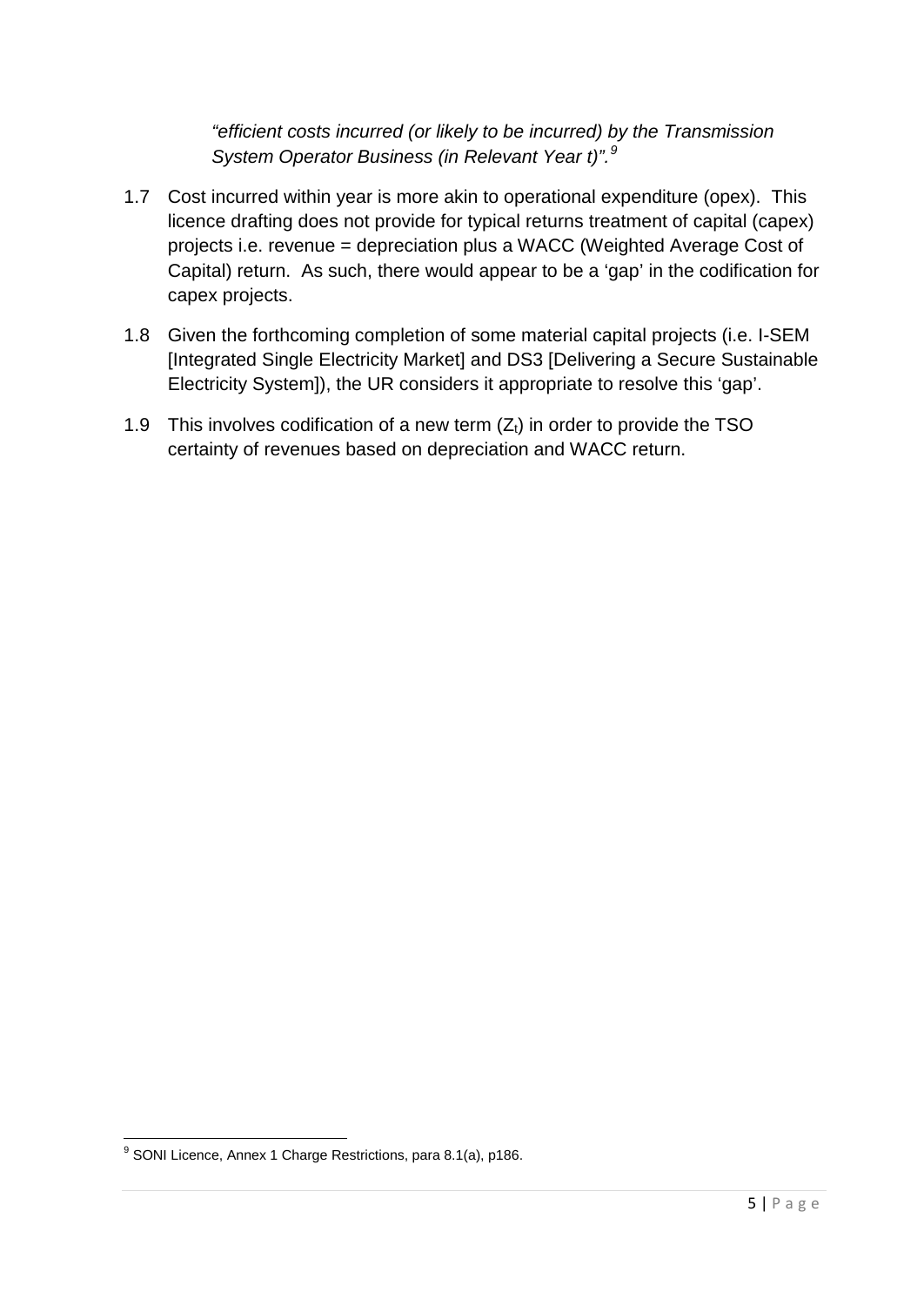*"efficient costs incurred (or likely to be incurred) by the Transmission System Operator Business (in Relevant Year t)".*[9]

1.7 Cost incurred within year is more akin to operational expenditure (opex). This licence drafting does not provide for typical returns treatment of capital (capex) projects i.e. revenue = depreciation plus a WACC (Weighted Average Cost of Capital) return. As such, there would appear to be a 'gap' in the codification for capex projects.

1.8 Given the forthcoming completion of some material capital projects (i.e. I-SEM [Integrated Single Electricity Market] and DS3 [Delivering a Secure Sustainable Electricity System]), the UR considers it appropriate to resolve this 'gap'.

1.9 This involves codification of a new term ($Z_t$) in order to provide the TSO certainty of revenues based on depreciation and WACC return.

---

[9] SONI Licence, Annex 1 Charge Restrictions, para 8.1(a), p186.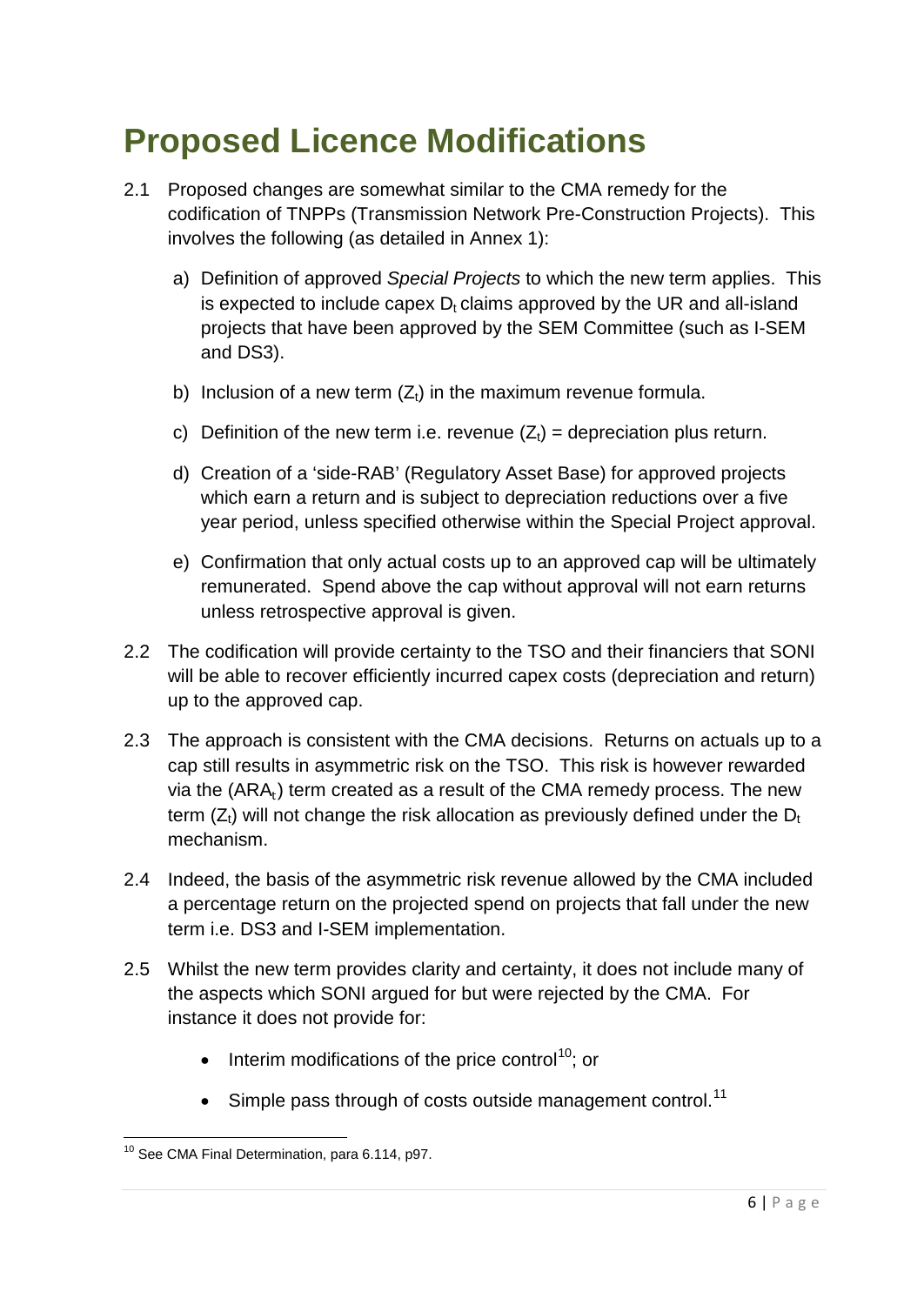# Proposed Licence Modifications

2.1 Proposed changes are somewhat similar to the CMA remedy for the codification of TNPPs (Transmission Network Pre-Construction Projects). This involves the following (as detailed in Annex 1):

a) Definition of approved *Special Projects* to which the new term applies. This is expected to include capex $D_t$ claims approved by the UR and all-island projects that have been approved by the SEM Committee (such as I-SEM and DS3).

b) Inclusion of a new term ($Z_t$) in the maximum revenue formula.

c) Definition of the new term i.e. revenue ($Z_t$) = depreciation plus return.

d) Creation of a 'side-RAB' (Regulatory Asset Base) for approved projects which earn a return and is subject to depreciation reductions over a five year period, unless specified otherwise within the Special Project approval.

e) Confirmation that only actual costs up to an approved cap will be ultimately remunerated. Spend above the cap without approval will not earn returns unless retrospective approval is given.

2.2 The codification will provide certainty to the TSO and their financiers that SONI will be able to recover efficiently incurred capex costs (depreciation and return) up to the approved cap.

2.3 The approach is consistent with the CMA decisions. Returns on actuals up to a cap still results in asymmetric risk on the TSO. This risk is however rewarded via the ($ARA_t$) term created as a result of the CMA remedy process. The new term ($Z_t$) will not change the risk allocation as previously defined under the $D_t$ mechanism.

2.4 Indeed, the basis of the asymmetric risk revenue allowed by the CMA included a percentage return on the projected spend on projects that fall under the new term i.e. DS3 and I-SEM implementation.

2.5 Whilst the new term provides clarity and certainty, it does not include many of the aspects which SONI argued for but were rejected by the CMA. For instance it does not provide for:

- Interim modifications of the price control[10]; or
- Simple pass through of costs outside management control.[11]

---

[10] See CMA Final Determination, para 6.114, p97.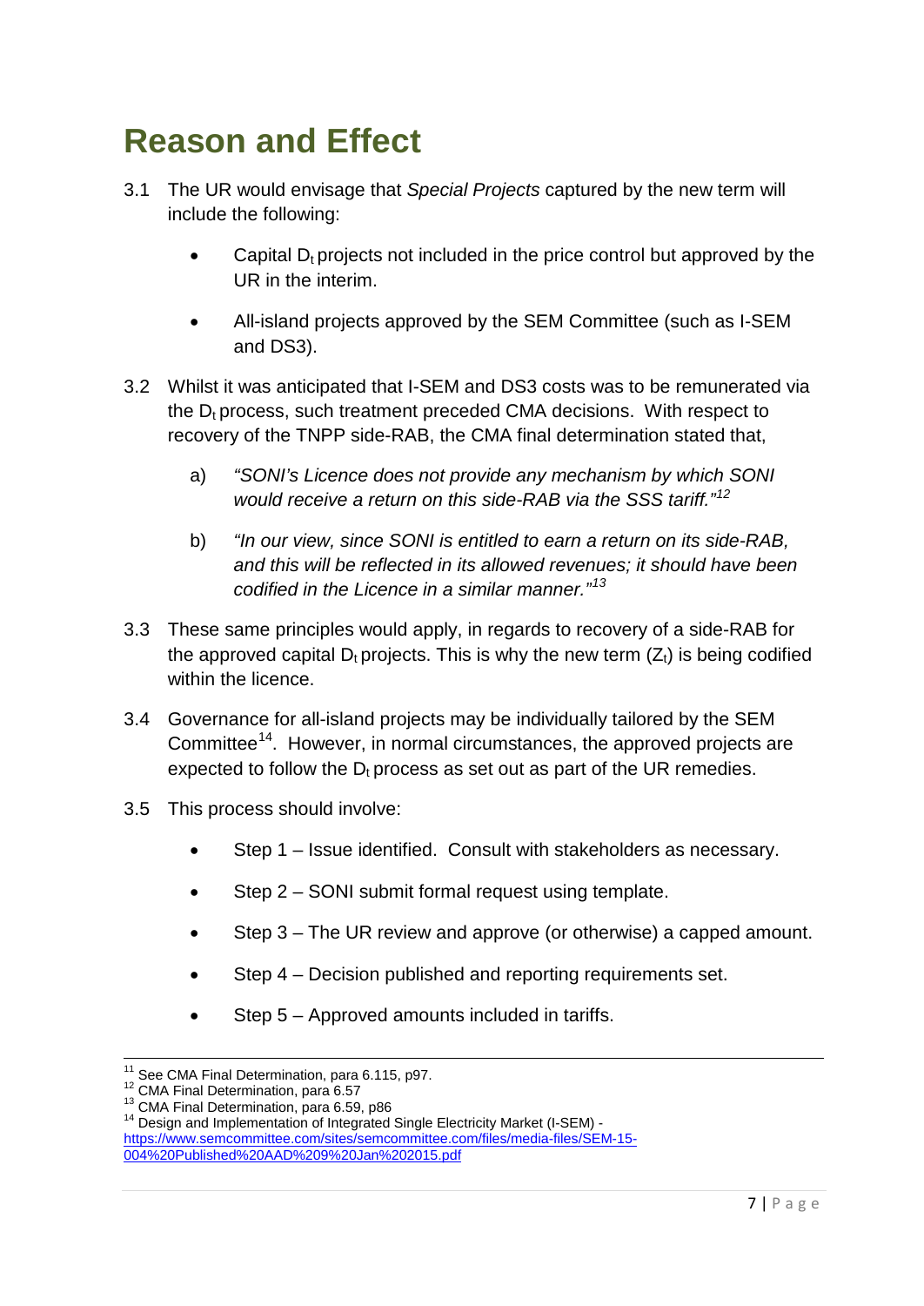# Reason and Effect

3.1 The UR would envisage that *Special Projects* captured by the new term will include the following:

- Capital $D_t$ projects not included in the price control but approved by the UR in the interim.
- All-island projects approved by the SEM Committee (such as I-SEM and DS3).

3.2 Whilst it was anticipated that I-SEM and DS3 costs was to be remunerated via the $D_t$ process, such treatment preceded CMA decisions. With respect to recovery of the TNPP side-RAB, the CMA final determination stated that,

a) *"SONI's Licence does not provide any mechanism by which SONI would receive a return on this side-RAB via the SSS tariff."*[12]

b) *"In our view, since SONI is entitled to earn a return on its side-RAB, and this will be reflected in its allowed revenues; it should have been codified in the Licence in a similar manner."*[13]

3.3 These same principles would apply, in regards to recovery of a side-RAB for the approved capital $D_t$ projects. This is why the new term ($Z_t$) is being codified within the licence.

3.4 Governance for all-island projects may be individually tailored by the SEM Committee[14]. However, in normal circumstances, the approved projects are expected to follow the $D_t$ process as set out as part of the UR remedies.

3.5 This process should involve:

- Step 1 – Issue identified. Consult with stakeholders as necessary.
- Step 2 – SONI submit formal request using template.
- Step 3 – The UR review and approve (or otherwise) a capped amount.
- Step 4 – Decision published and reporting requirements set.
- Step 5 – Approved amounts included in tariffs.

---

[11] See CMA Final Determination, para 6.115, p97.
[12] CMA Final Determination, para 6.57
[13] CMA Final Determination, para 6.59, p86
[14] Design and Implementation of Integrated Single Electricity Market (I-SEM) - https://www.semcommittee.com/sites/semcommittee.com/files/media-files/SEM-15-004%20Published%20AAD%209%20Jan%202015.pdf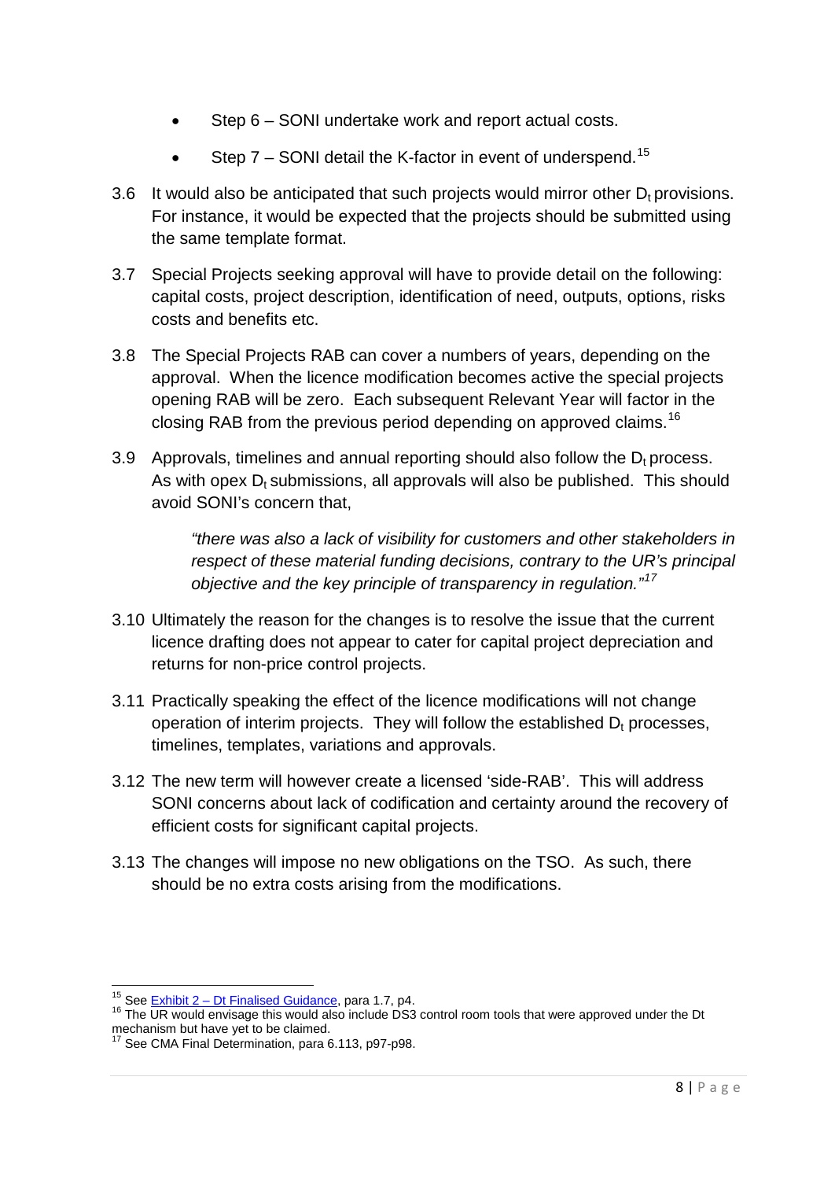- Step 6 – SONI undertake work and report actual costs.
- Step 7 – SONI detail the K-factor in event of underspend.[15]

3.6 It would also be anticipated that such projects would mirror other $D_t$ provisions. For instance, it would be expected that the projects should be submitted using the same template format.

3.7 Special Projects seeking approval will have to provide detail on the following: capital costs, project description, identification of need, outputs, options, risks costs and benefits etc.

3.8 The Special Projects RAB can cover a numbers of years, depending on the approval. When the licence modification becomes active the special projects opening RAB will be zero. Each subsequent Relevant Year will factor in the closing RAB from the previous period depending on approved claims.[16]

3.9 Approvals, timelines and annual reporting should also follow the $D_t$ process. As with opex $D_t$ submissions, all approvals will also be published. This should avoid SONI's concern that,

> *"there was also a lack of visibility for customers and other stakeholders in respect of these material funding decisions, contrary to the UR's principal objective and the key principle of transparency in regulation."*[17]

3.10 Ultimately the reason for the changes is to resolve the issue that the current licence drafting does not appear to cater for capital project depreciation and returns for non-price control projects.

3.11 Practically speaking the effect of the licence modifications will not change operation of interim projects. They will follow the established $D_t$ processes, timelines, templates, variations and approvals.

3.12 The new term will however create a licensed 'side-RAB'. This will address SONI concerns about lack of codification and certainty around the recovery of efficient costs for significant capital projects.

3.13 The changes will impose no new obligations on the TSO. As such, there should be no extra costs arising from the modifications.

---

[15] See [Exhibit 2 – Dt Finalised Guidance](), para 1.7, p4.

[16] The UR would envisage this would also include DS3 control room tools that were approved under the Dt mechanism but have yet to be claimed.

[17] See CMA Final Determination, para 6.113, p97-p98.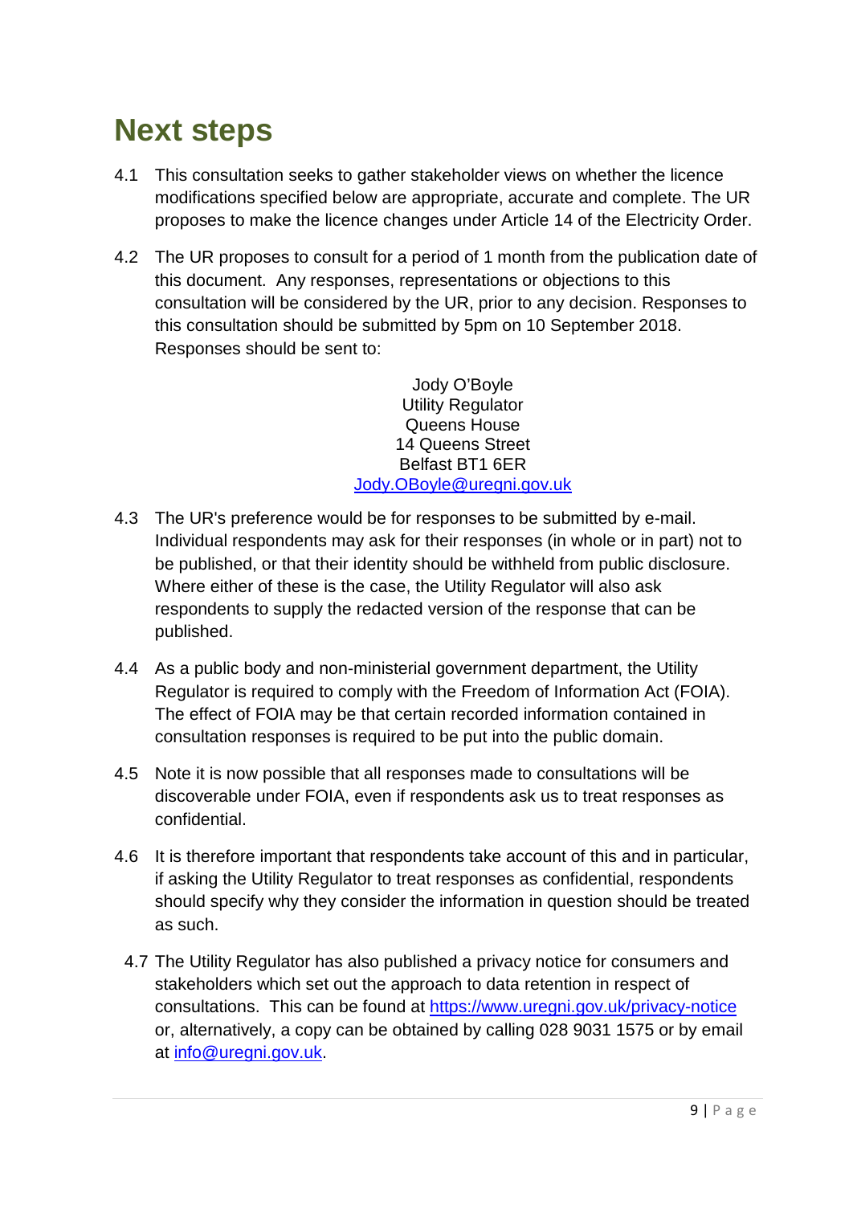# Next steps

4.1 This consultation seeks to gather stakeholder views on whether the licence modifications specified below are appropriate, accurate and complete. The UR proposes to make the licence changes under Article 14 of the Electricity Order.

4.2 The UR proposes to consult for a period of 1 month from the publication date of this document. Any responses, representations or objections to this consultation will be considered by the UR, prior to any decision. Responses to this consultation should be submitted by 5pm on 10 September 2018. Responses should be sent to:

Jody O'Boyle
Utility Regulator
Queens House
14 Queens Street
Belfast BT1 6ER
Jody.OBoyle@uregni.gov.uk

4.3 The UR's preference would be for responses to be submitted by e-mail. Individual respondents may ask for their responses (in whole or in part) not to be published, or that their identity should be withheld from public disclosure. Where either of these is the case, the Utility Regulator will also ask respondents to supply the redacted version of the response that can be published.

4.4 As a public body and non-ministerial government department, the Utility Regulator is required to comply with the Freedom of Information Act (FOIA). The effect of FOIA may be that certain recorded information contained in consultation responses is required to be put into the public domain.

4.5 Note it is now possible that all responses made to consultations will be discoverable under FOIA, even if respondents ask us to treat responses as confidential.

4.6 It is therefore important that respondents take account of this and in particular, if asking the Utility Regulator to treat responses as confidential, respondents should specify why they consider the information in question should be treated as such.

4.7 The Utility Regulator has also published a privacy notice for consumers and stakeholders which set out the approach to data retention in respect of consultations. This can be found at https://www.uregni.gov.uk/privacy-notice or, alternatively, a copy can be obtained by calling 028 9031 1575 or by email at info@uregni.gov.uk.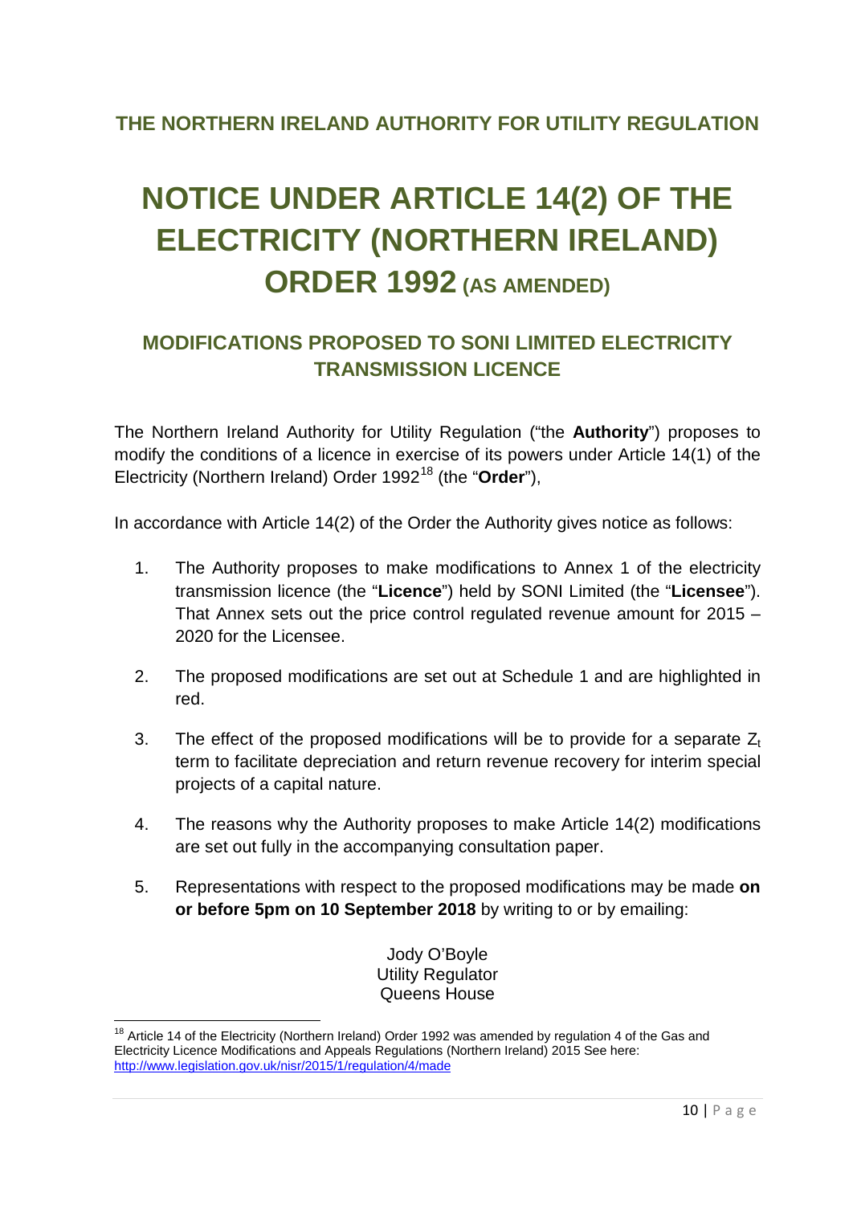## THE NORTHERN IRELAND AUTHORITY FOR UTILITY REGULATION

# NOTICE UNDER ARTICLE 14(2) OF THE ELECTRICITY (NORTHERN IRELAND) ORDER 1992 (AS AMENDED)

### MODIFICATIONS PROPOSED TO SONI LIMITED ELECTRICITY TRANSMISSION LICENCE

The Northern Ireland Authority for Utility Regulation ("the **Authority**") proposes to modify the conditions of a licence in exercise of its powers under Article 14(1) of the Electricity (Northern Ireland) Order 1992[18] (the "**Order**"),

In accordance with Article 14(2) of the Order the Authority gives notice as follows:

1. The Authority proposes to make modifications to Annex 1 of the electricity transmission licence (the "**Licence**") held by SONI Limited (the "**Licensee**"). That Annex sets out the price control regulated revenue amount for 2015 – 2020 for the Licensee.

2. The proposed modifications are set out at Schedule 1 and are highlighted in red.

3. The effect of the proposed modifications will be to provide for a separate $Z_t$ term to facilitate depreciation and return revenue recovery for interim special projects of a capital nature.

4. The reasons why the Authority proposes to make Article 14(2) modifications are set out fully in the accompanying consultation paper.

5. Representations with respect to the proposed modifications may be made **on or before 5pm on 10 September 2018** by writing to or by emailing:

Jody O'Boyle
Utility Regulator
Queens House

[18] Article 14 of the Electricity (Northern Ireland) Order 1992 was amended by regulation 4 of the Gas and Electricity Licence Modifications and Appeals Regulations (Northern Ireland) 2015 See here: http://www.legislation.gov.uk/nisr/2015/1/regulation/4/made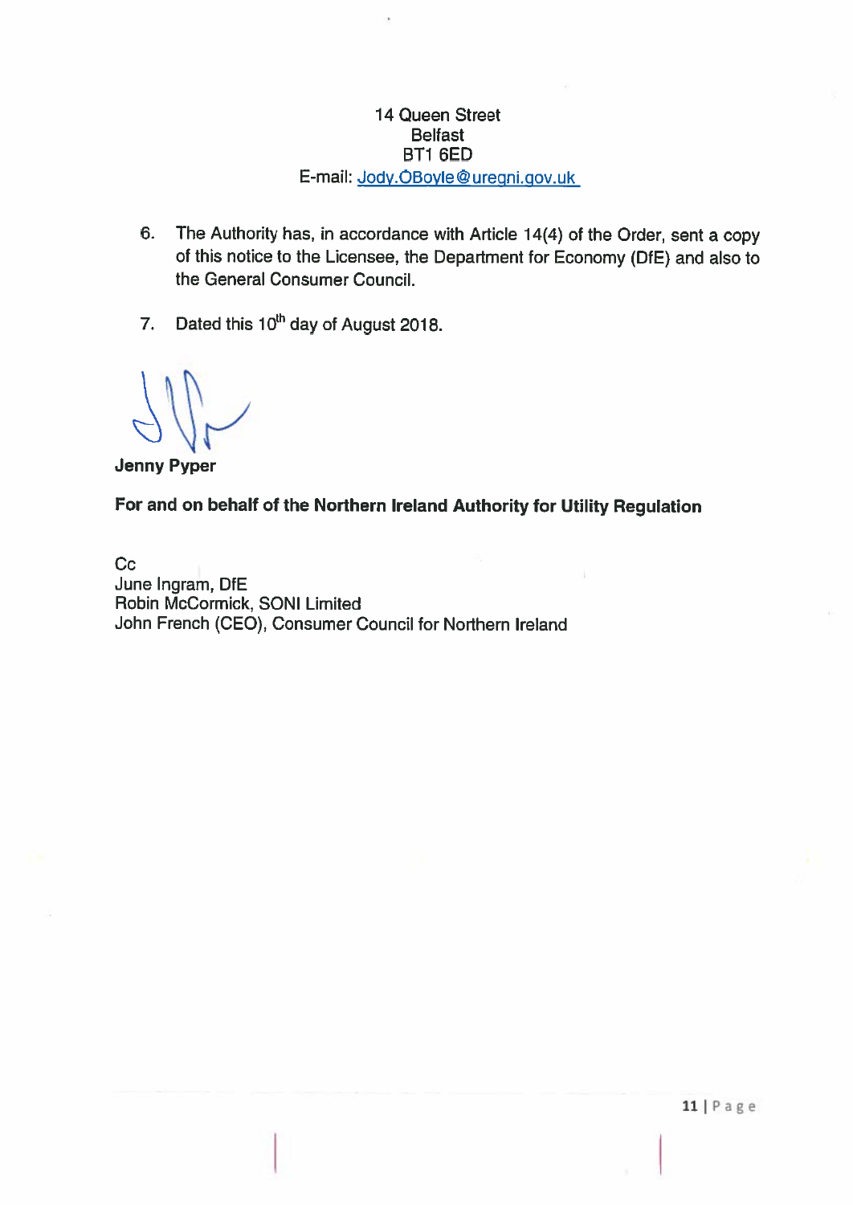14 Queen Street
Belfast
BT1 6ED
E-mail: Jody.OBoyle@uregni.gov.uk

6. The Authority has, in accordance with Article 14(4) of the Order, sent a copy of this notice to the Licensee, the Department for Economy (DfE) and also to the General Consumer Council.

7. Dated this 10th day of August 2018.

**Jenny Pyper**

**For and on behalf of the Northern Ireland Authority for Utility Regulation**

Cc
June Ingram, DfE
Robin McCormick, SONI Limited
John French (CEO), Consumer Council for Northern Ireland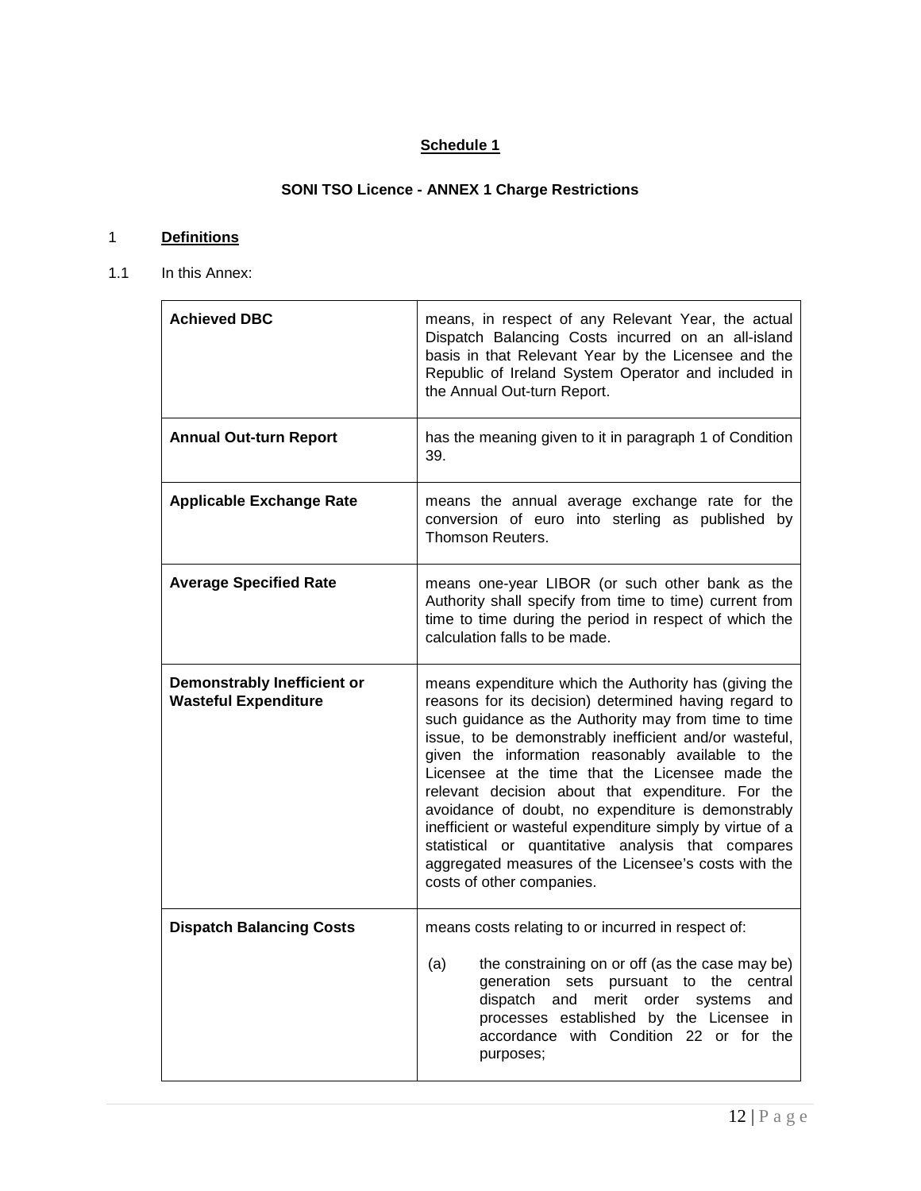**Schedule 1**

**SONI TSO Licence - ANNEX 1 Charge Restrictions**

## 1 Definitions

1.1 In this Annex:

| | |
|---|---|
| **Achieved DBC** | means, in respect of any Relevant Year, the actual Dispatch Balancing Costs incurred on an all-island basis in that Relevant Year by the Licensee and the Republic of Ireland System Operator and included in the Annual Out-turn Report. |
| **Annual Out-turn Report** | has the meaning given to it in paragraph 1 of Condition 39. |
| **Applicable Exchange Rate** | means the annual average exchange rate for the conversion of euro into sterling as published by Thomson Reuters. |
| **Average Specified Rate** | means one-year LIBOR (or such other bank as the Authority shall specify from time to time) current from time to time during the period in respect of which the calculation falls to be made. |
| **Demonstrably Inefficient or Wasteful Expenditure** | means expenditure which the Authority has (giving the reasons for its decision) determined having regard to such guidance as the Authority may from time to time issue, to be demonstrably inefficient and/or wasteful, given the information reasonably available to the Licensee at the time that the Licensee made the relevant decision about that expenditure. For the avoidance of doubt, no expenditure is demonstrably inefficient or wasteful expenditure simply by virtue of a statistical or quantitative analysis that compares aggregated measures of the Licensee's costs with the costs of other companies. |
| **Dispatch Balancing Costs** | means costs relating to or incurred in respect of: (a) the constraining on or off (as the case may be) generation sets pursuant to the central dispatch and merit order systems and processes established by the Licensee in accordance with Condition 22 or for the purposes; |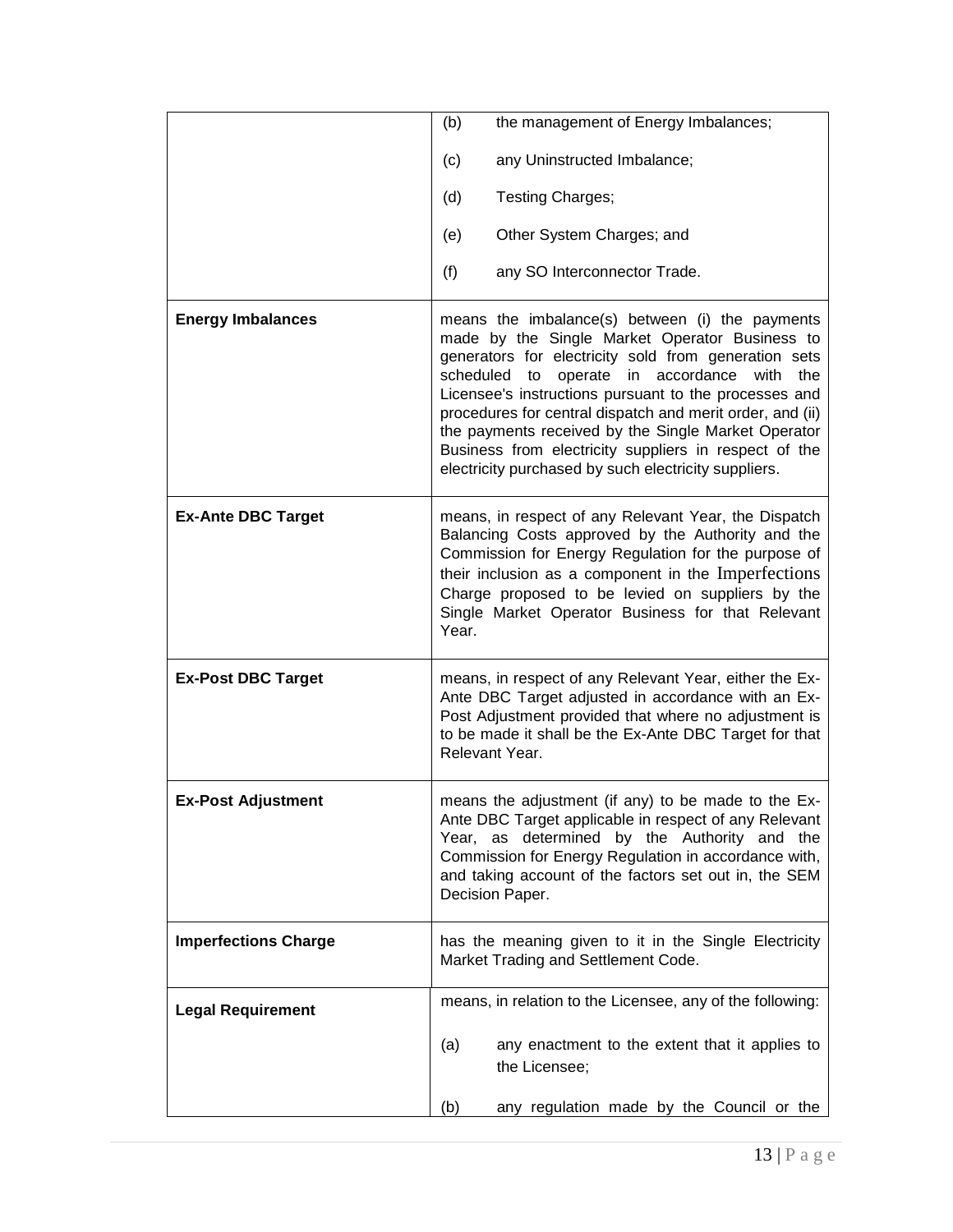| | |
|---|---|
| | (b) the management of Energy Imbalances;<br><br>(c) any Uninstructed Imbalance;<br><br>(d) Testing Charges;<br><br>(e) Other System Charges; and<br><br>(f) any SO Interconnector Trade. |
| **Energy Imbalances** | means the imbalance(s) between (i) the payments made by the Single Market Operator Business to generators for electricity sold from generation sets scheduled to operate in accordance with the Licensee's instructions pursuant to the processes and procedures for central dispatch and merit order, and (ii) the payments received by the Single Market Operator Business from electricity suppliers in respect of the electricity purchased by such electricity suppliers. |
| **Ex-Ante DBC Target** | means, in respect of any Relevant Year, the Dispatch Balancing Costs approved by the Authority and the Commission for Energy Regulation for the purpose of their inclusion as a component in the Imperfections Charge proposed to be levied on suppliers by the Single Market Operator Business for that Relevant Year. |
| **Ex-Post DBC Target** | means, in respect of any Relevant Year, either the Ex-Ante DBC Target adjusted in accordance with an Ex-Post Adjustment provided that where no adjustment is to be made it shall be the Ex-Ante DBC Target for that Relevant Year. |
| **Ex-Post Adjustment** | means the adjustment (if any) to be made to the Ex-Ante DBC Target applicable in respect of any Relevant Year, as determined by the Authority and the Commission for Energy Regulation in accordance with, and taking account of the factors set out in, the SEM Decision Paper. |
| **Imperfections Charge** | has the meaning given to it in the Single Electricity Market Trading and Settlement Code. |
| **Legal Requirement** | means, in relation to the Licensee, any of the following:<br><br>(a) any enactment to the extent that it applies to the Licensee;<br><br>(b) any regulation made by the Council or the |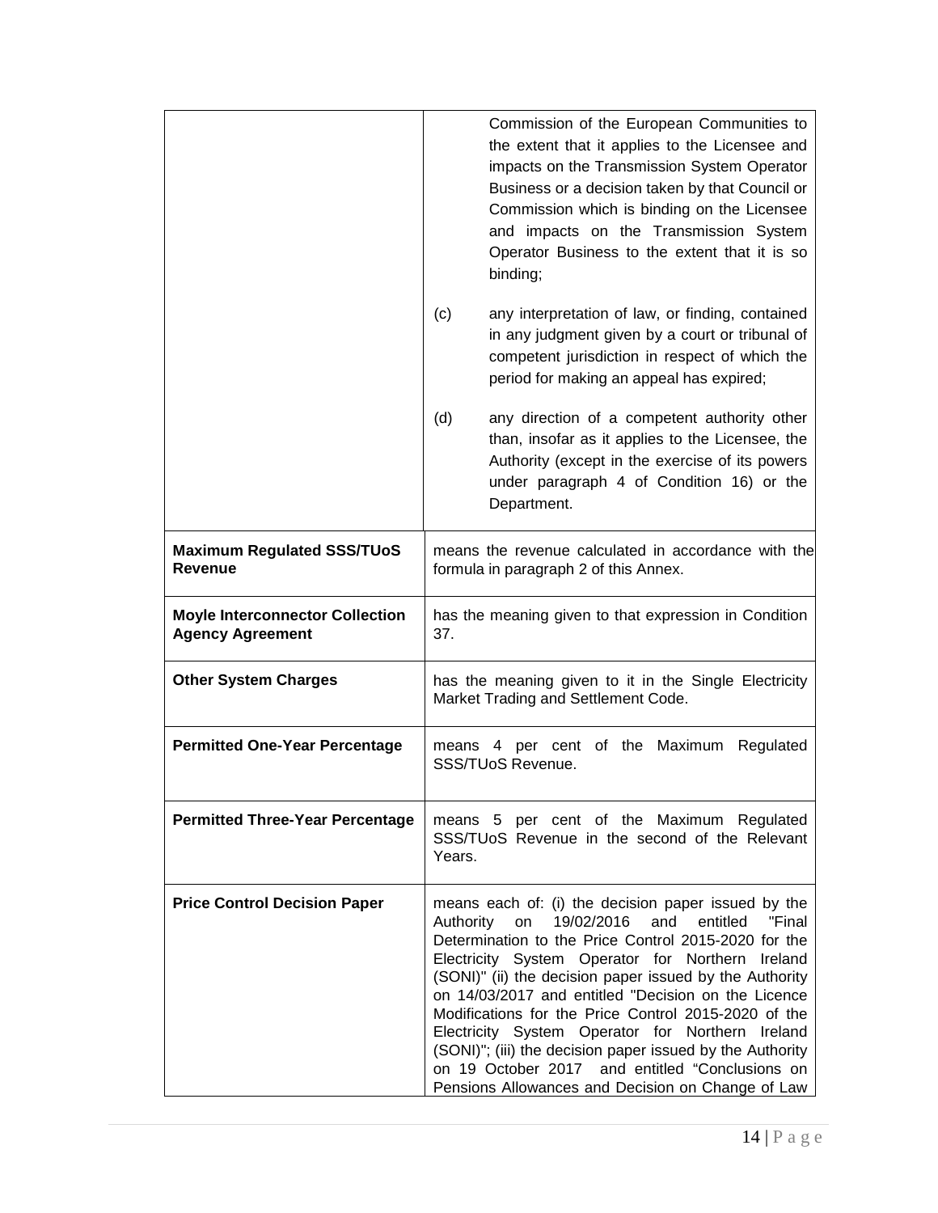| | |
|---|---|
| | Commission of the European Communities to the extent that it applies to the Licensee and impacts on the Transmission System Operator Business or a decision taken by that Council or Commission which is binding on the Licensee and impacts on the Transmission System Operator Business to the extent that it is so binding;<br><br>(c) any interpretation of law, or finding, contained in any judgment given by a court or tribunal of competent jurisdiction in respect of which the period for making an appeal has expired;<br><br>(d) any direction of a competent authority other than, insofar as it applies to the Licensee, the Authority (except in the exercise of its powers under paragraph 4 of Condition 16) or the Department. |
| **Maximum Regulated SSS/TUoS Revenue** | means the revenue calculated in accordance with the formula in paragraph 2 of this Annex. |
| **Moyle Interconnector Collection Agency Agreement** | has the meaning given to that expression in Condition 37. |
| **Other System Charges** | has the meaning given to it in the Single Electricity Market Trading and Settlement Code. |
| **Permitted One-Year Percentage** | means 4 per cent of the Maximum Regulated SSS/TUoS Revenue. |
| **Permitted Three-Year Percentage** | means 5 per cent of the Maximum Regulated SSS/TUoS Revenue in the second of the Relevant Years. |
| **Price Control Decision Paper** | means each of: (i) the decision paper issued by the Authority on 19/02/2016 and entitled "Final Determination to the Price Control 2015-2020 for the Electricity System Operator for Northern Ireland (SONI)" (ii) the decision paper issued by the Authority on 14/03/2017 and entitled "Decision on the Licence Modifications for the Price Control 2015-2020 of the Electricity System Operator for Northern Ireland (SONI)"; (iii) the decision paper issued by the Authority on 19 October 2017 and entitled "Conclusions on Pensions Allowances and Decision on Change of Law |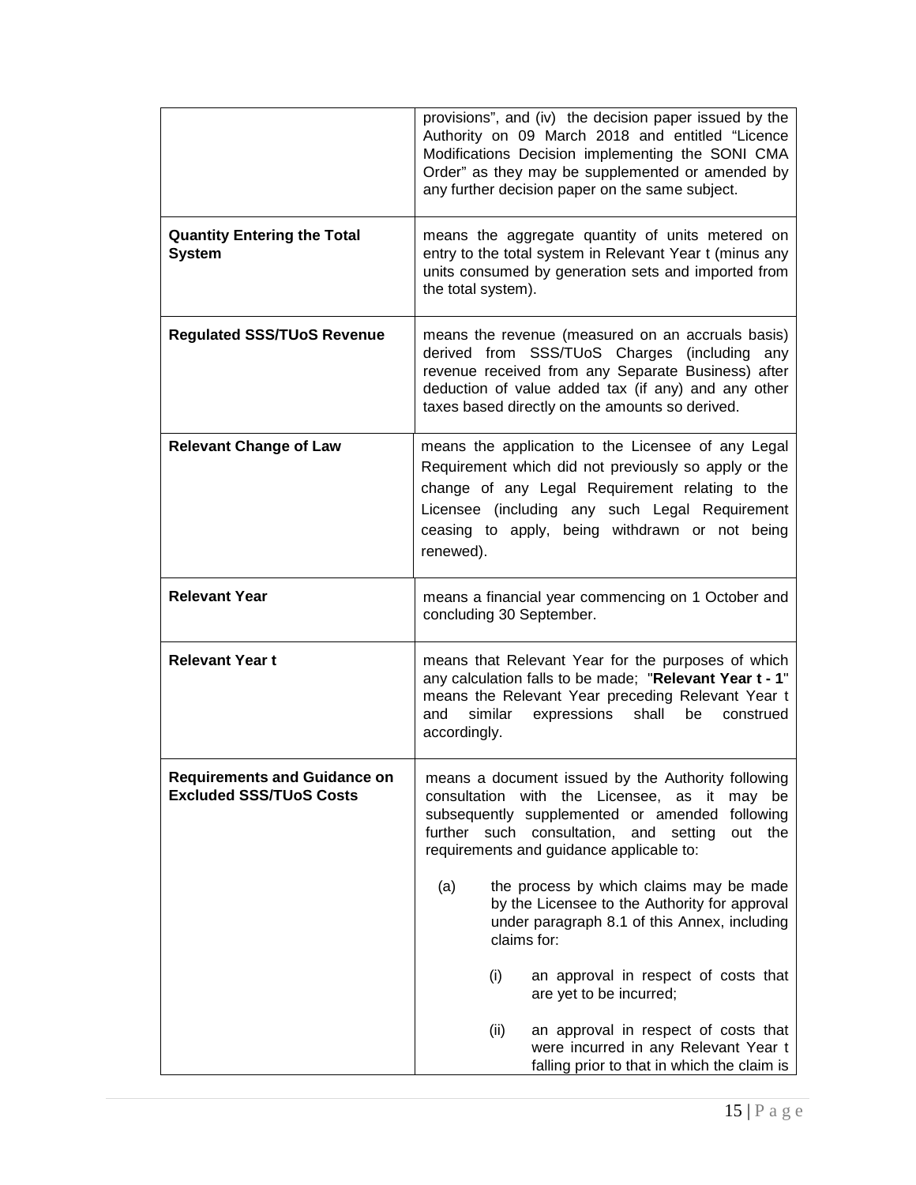| | |
|---|---|
| | provisions", and (iv) the decision paper issued by the Authority on 09 March 2018 and entitled "Licence Modifications Decision implementing the SONI CMA Order" as they may be supplemented or amended by any further decision paper on the same subject. |
| **Quantity Entering the Total System** | means the aggregate quantity of units metered on entry to the total system in Relevant Year t (minus any units consumed by generation sets and imported from the total system). |
| **Regulated SSS/TUoS Revenue** | means the revenue (measured on an accruals basis) derived from SSS/TUoS Charges (including any revenue received from any Separate Business) after deduction of value added tax (if any) and any other taxes based directly on the amounts so derived. |
| **Relevant Change of Law** | means the application to the Licensee of any Legal Requirement which did not previously so apply or the change of any Legal Requirement relating to the Licensee (including any such Legal Requirement ceasing to apply, being withdrawn or not being renewed). |
| **Relevant Year** | means a financial year commencing on 1 October and concluding 30 September. |
| **Relevant Year t** | means that Relevant Year for the purposes of which any calculation falls to be made; "**Relevant Year t - 1**" means the Relevant Year preceding Relevant Year t and similar expressions shall be construed accordingly. |
| **Requirements and Guidance on Excluded SSS/TUoS Costs** | means a document issued by the Authority following consultation with the Licensee, as it may be subsequently supplemented or amended following further such consultation, and setting out the requirements and guidance applicable to:<br><br>(a) the process by which claims may be made by the Licensee to the Authority for approval under paragraph 8.1 of this Annex, including claims for:<br><br>(i) an approval in respect of costs that are yet to be incurred;<br><br>(ii) an approval in respect of costs that were incurred in any Relevant Year t falling prior to that in which the claim is |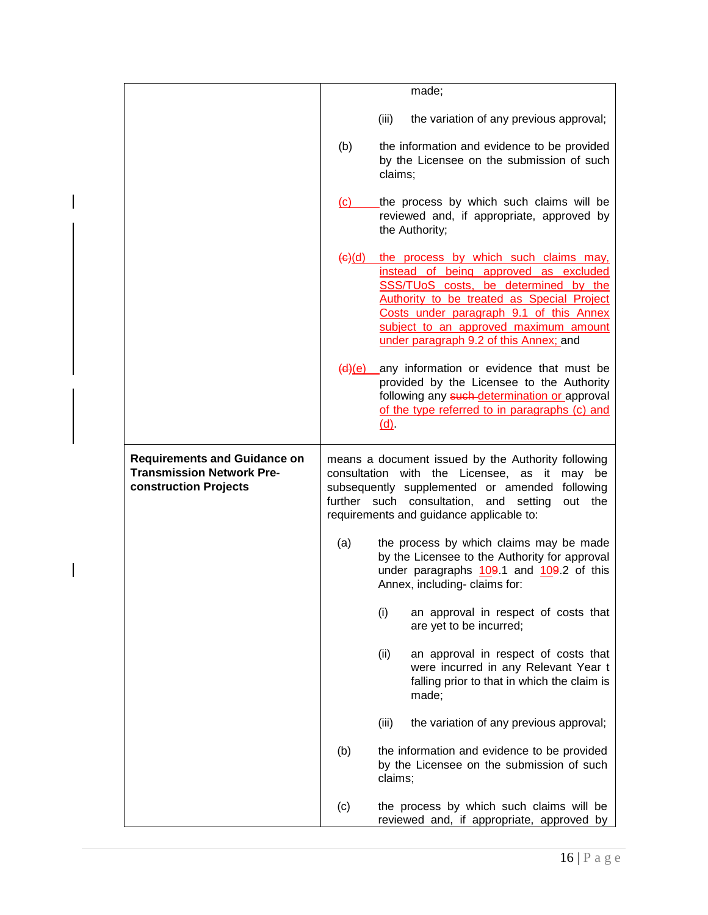| | |
|---|---|
| | made;<br><br>(iii) the variation of any previous approval;<br><br>(b) the information and evidence to be provided by the Licensee on the submission of such claims;<br><br>(c) the process by which such claims will be reviewed and, if appropriate, approved by the Authority;<br><br>~~(c)~~(d) the process by which such claims may, instead of being approved as excluded SSS/TUoS costs, be determined by the Authority to be treated as Special Project Costs under paragraph 9.1 of this Annex subject to an approved maximum amount under paragraph 9.2 of this Annex; and<br><br>~~(d)~~(e) any information or evidence that must be provided by the Licensee to the Authority following any ~~such~~ determination or approval of the type referred to in paragraphs (c) and (d). |
| **Requirements and Guidance on Transmission Network Pre-construction Projects** | means a document issued by the Authority following consultation with the Licensee, as it may be subsequently supplemented or amended following further such consultation, and setting out the requirements and guidance applicable to:<br><br>(a) the process by which claims may be made by the Licensee to the Authority for approval under paragraphs 10~~9~~.1 and 10~~9~~.2 of this Annex, including- claims for:<br><br>(i) an approval in respect of costs that are yet to be incurred;<br><br>(ii) an approval in respect of costs that were incurred in any Relevant Year t falling prior to that in which the claim is made;<br><br>(iii) the variation of any previous approval;<br><br>(b) the information and evidence to be provided by the Licensee on the submission of such claims;<br><br>(c) the process by which such claims will be reviewed and, if appropriate, approved by |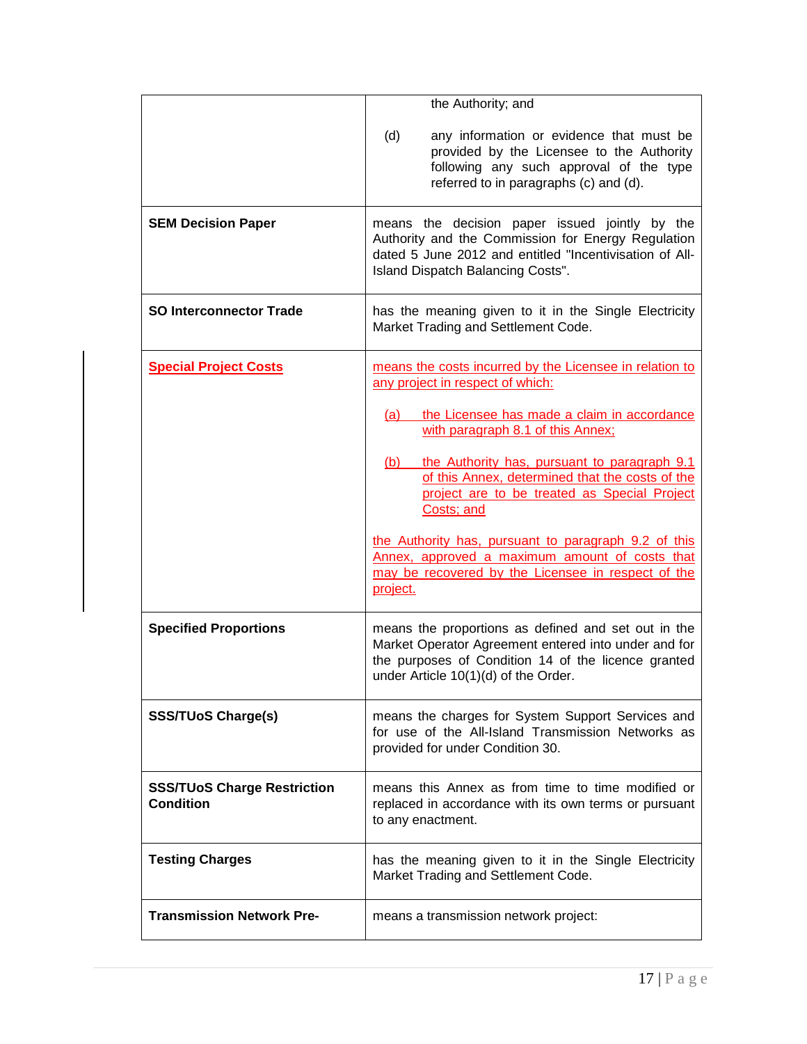| | |
|---|---|
| | the Authority; and<br><br>(d) any information or evidence that must be provided by the Licensee to the Authority following any such approval of the type referred to in paragraphs (c) and (d). |
| **SEM Decision Paper** | means the decision paper issued jointly by the Authority and the Commission for Energy Regulation dated 5 June 2012 and entitled "Incentivisation of All-Island Dispatch Balancing Costs". |
| **SO Interconnector Trade** | has the meaning given to it in the Single Electricity Market Trading and Settlement Code. |
| **Special Project Costs** | means the costs incurred by the Licensee in relation to any project in respect of which:<br><br>(a) the Licensee has made a claim in accordance with paragraph 8.1 of this Annex;<br><br>(b) the Authority has, pursuant to paragraph 9.1 of this Annex, determined that the costs of the project are to be treated as Special Project Costs; and<br><br>the Authority has, pursuant to paragraph 9.2 of this Annex, approved a maximum amount of costs that may be recovered by the Licensee in respect of the project. |
| **Specified Proportions** | means the proportions as defined and set out in the Market Operator Agreement entered into under and for the purposes of Condition 14 of the licence granted under Article 10(1)(d) of the Order. |
| **SSS/TUoS Charge(s)** | means the charges for System Support Services and for use of the All-Island Transmission Networks as provided for under Condition 30. |
| **SSS/TUoS Charge Restriction Condition** | means this Annex as from time to time modified or replaced in accordance with its own terms or pursuant to any enactment. |
| **Testing Charges** | has the meaning given to it in the Single Electricity Market Trading and Settlement Code. |
| **Transmission Network Pre-** | means a transmission network project: |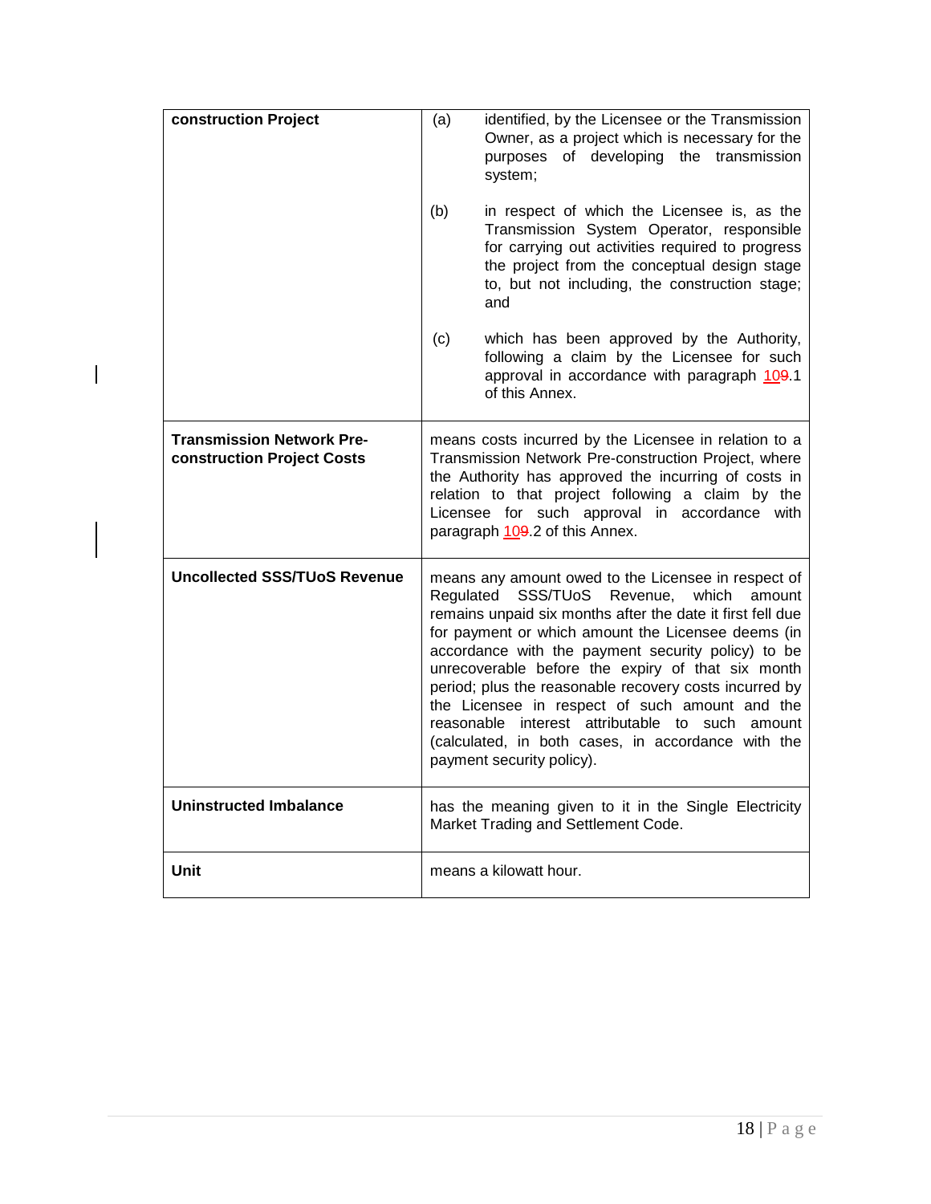| | |
|---|---|
| **construction Project** | (a) identified, by the Licensee or the Transmission Owner, as a project which is necessary for the purposes of developing the transmission system;<br><br>(b) in respect of which the Licensee is, as the Transmission System Operator, responsible for carrying out activities required to progress the project from the conceptual design stage to, but not including, the construction stage; and<br><br>(c) which has been approved by the Authority, following a claim by the Licensee for such approval in accordance with paragraph 109.1 of this Annex. |
| **Transmission Network Pre-construction Project Costs** | means costs incurred by the Licensee in relation to a Transmission Network Pre-construction Project, where the Authority has approved the incurring of costs in relation to that project following a claim by the Licensee for such approval in accordance with paragraph 109.2 of this Annex. |
| **Uncollected SSS/TUoS Revenue** | means any amount owed to the Licensee in respect of Regulated SSS/TUoS Revenue, which amount remains unpaid six months after the date it first fell due for payment or which amount the Licensee deems (in accordance with the payment security policy) to be unrecoverable before the expiry of that six month period; plus the reasonable recovery costs incurred by the Licensee in respect of such amount and the reasonable interest attributable to such amount (calculated, in both cases, in accordance with the payment security policy). |
| **Uninstructed Imbalance** | has the meaning given to it in the Single Electricity Market Trading and Settlement Code. |
| **Unit** | means a kilowatt hour. |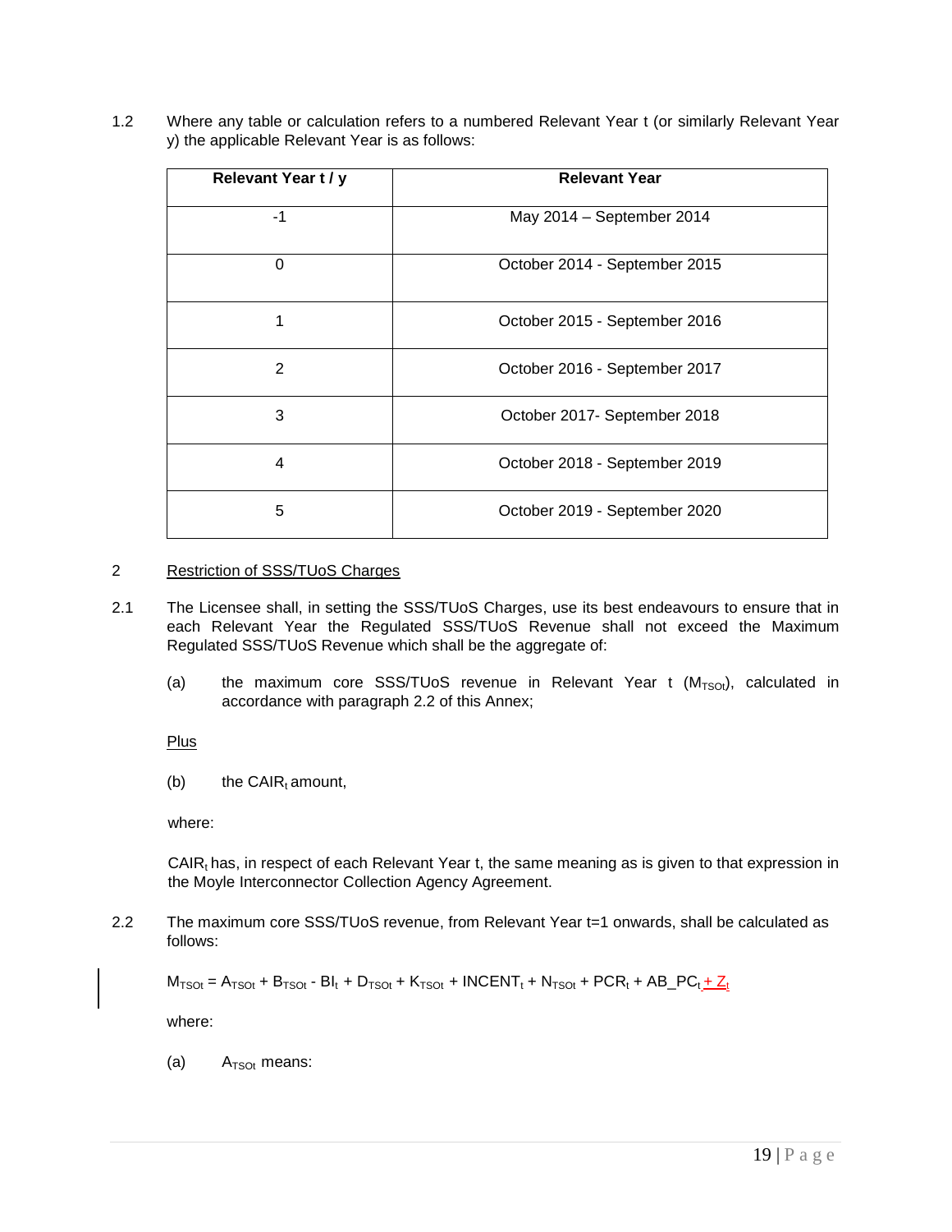1.2 Where any table or calculation refers to a numbered Relevant Year t (or similarly Relevant Year y) the applicable Relevant Year is as follows:

| Relevant Year t / y | Relevant Year |
|---|---|
| -1 | May 2014 – September 2014 |
| 0 | October 2014 - September 2015 |
| 1 | October 2015 - September 2016 |
| 2 | October 2016 - September 2017 |
| 3 | October 2017- September 2018 |
| 4 | October 2018 - September 2019 |
| 5 | October 2019 - September 2020 |

2 Restriction of SSS/TUoS Charges

2.1 The Licensee shall, in setting the SSS/TUoS Charges, use its best endeavours to ensure that in each Relevant Year the Regulated SSS/TUoS Revenue shall not exceed the Maximum Regulated SSS/TUoS Revenue which shall be the aggregate of:

(a) the maximum core SSS/TUoS revenue in Relevant Year t ($M_{TSOt}$), calculated in accordance with paragraph 2.2 of this Annex;

Plus

(b) the $CAIR_t$ amount,

where:

$CAIR_t$ has, in respect of each Relevant Year t, the same meaning as is given to that expression in the Moyle Interconnector Collection Agency Agreement.

2.2 The maximum core SSS/TUoS revenue, from Relevant Year t=1 onwards, shall be calculated as follows:

$$M_{TSOt} = A_{TSOt} + B_{TSOt} - BI_t + D_{TSOt} + K_{TSOt} + INCENT_t + N_{TSOt} + PCR_t + AB\_PC_t + Z_t$$

where:

(a) $A_{TSOt}$ means: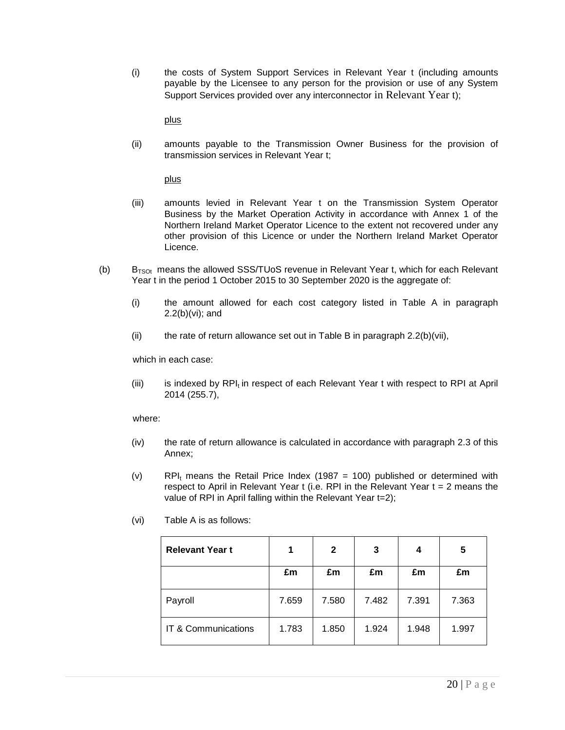(i) the costs of System Support Services in Relevant Year t (including amounts payable by the Licensee to any person for the provision or use of any System Support Services provided over any interconnector in Relevant Year t);

plus

(ii) amounts payable to the Transmission Owner Business for the provision of transmission services in Relevant Year t;

plus

(iii) amounts levied in Relevant Year t on the Transmission System Operator Business by the Market Operation Activity in accordance with Annex 1 of the Northern Ireland Market Operator Licence to the extent not recovered under any other provision of this Licence or under the Northern Ireland Market Operator Licence.

(b) $B_{TSOt}$ means the allowed SSS/TUoS revenue in Relevant Year t, which for each Relevant Year t in the period 1 October 2015 to 30 September 2020 is the aggregate of:

(i) the amount allowed for each cost category listed in Table A in paragraph 2.2(b)(vi); and

(ii) the rate of return allowance set out in Table B in paragraph 2.2(b)(vii),

which in each case:

(iii) is indexed by $RPI_t$ in respect of each Relevant Year t with respect to RPI at April 2014 (255.7),

where:

(iv) the rate of return allowance is calculated in accordance with paragraph 2.3 of this Annex;

(v) $RPI_t$ means the Retail Price Index (1987 = 100) published or determined with respect to April in Relevant Year t (i.e. RPI in the Relevant Year t = 2 means the value of RPI in April falling within the Relevant Year t=2);

(vi) Table A is as follows:

| **Relevant Year t** | **1** | **2** | **3** | **4** | **5** |
|---|---|---|---|---|---|
| | **£m** | **£m** | **£m** | **£m** | **£m** |
| Payroll | 7.659 | 7.580 | 7.482 | 7.391 | 7.363 |
| IT & Communications | 1.783 | 1.850 | 1.924 | 1.948 | 1.997 |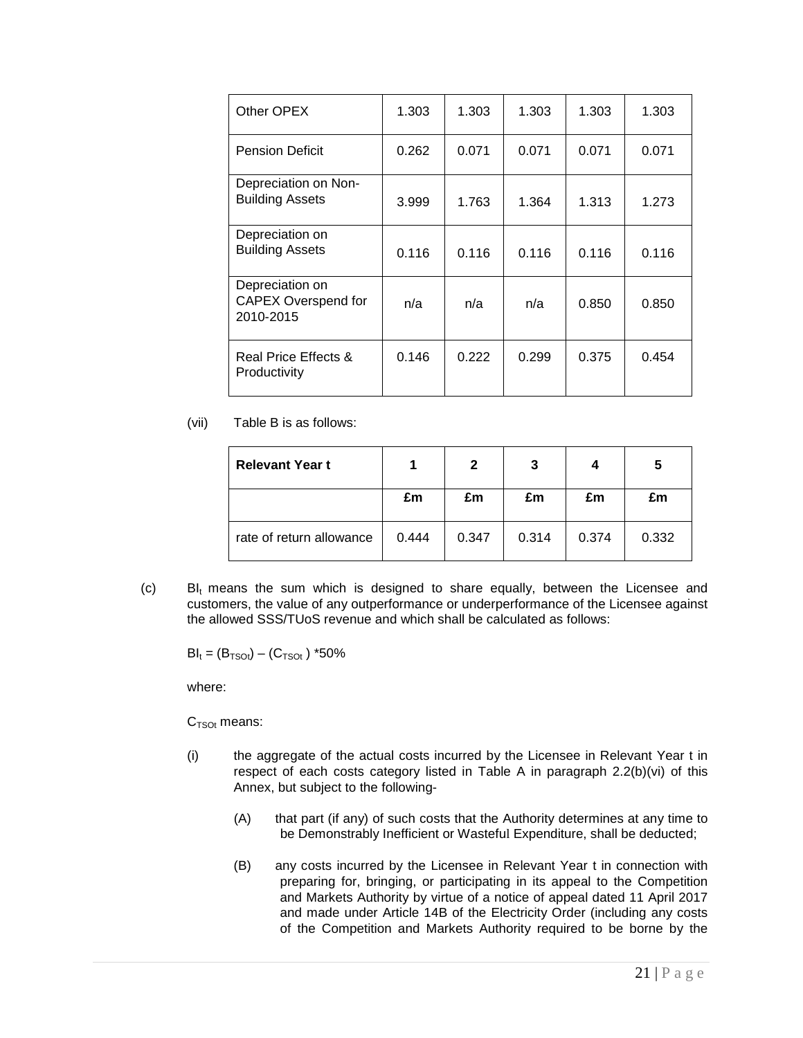| | | | | | |
|---|---|---|---|---|---|
| Other OPEX | 1.303 | 1.303 | 1.303 | 1.303 | 1.303 |
| Pension Deficit | 0.262 | 0.071 | 0.071 | 0.071 | 0.071 |
| Depreciation on Non-Building Assets | 3.999 | 1.763 | 1.364 | 1.313 | 1.273 |
| Depreciation on Building Assets | 0.116 | 0.116 | 0.116 | 0.116 | 0.116 |
| Depreciation on CAPEX Overspend for 2010-2015 | n/a | n/a | n/a | 0.850 | 0.850 |
| Real Price Effects & Productivity | 0.146 | 0.222 | 0.299 | 0.375 | 0.454 |

(vii) Table B is as follows:

| **Relevant Year t** | **1** | **2** | **3** | **4** | **5** |
|---|---|---|---|---|---|
| | **£m** | **£m** | **£m** | **£m** | **£m** |
| rate of return allowance | 0.444 | 0.347 | 0.314 | 0.374 | 0.332 |

(c) $BI_t$ means the sum which is designed to share equally, between the Licensee and customers, the value of any outperformance or underperformance of the Licensee against the allowed SSS/TUoS revenue and which shall be calculated as follows:

$BI_t = (B_{TSOt}) - (C_{TSOt}) * 50\%$

where:

$C_{TSOt}$ means:

(i) the aggregate of the actual costs incurred by the Licensee in Relevant Year t in respect of each costs category listed in Table A in paragraph 2.2(b)(vi) of this Annex, but subject to the following-

(A) that part (if any) of such costs that the Authority determines at any time to be Demonstrably Inefficient or Wasteful Expenditure, shall be deducted;

(B) any costs incurred by the Licensee in Relevant Year t in connection with preparing for, bringing, or participating in its appeal to the Competition and Markets Authority by virtue of a notice of appeal dated 11 April 2017 and made under Article 14B of the Electricity Order (including any costs of the Competition and Markets Authority required to be borne by the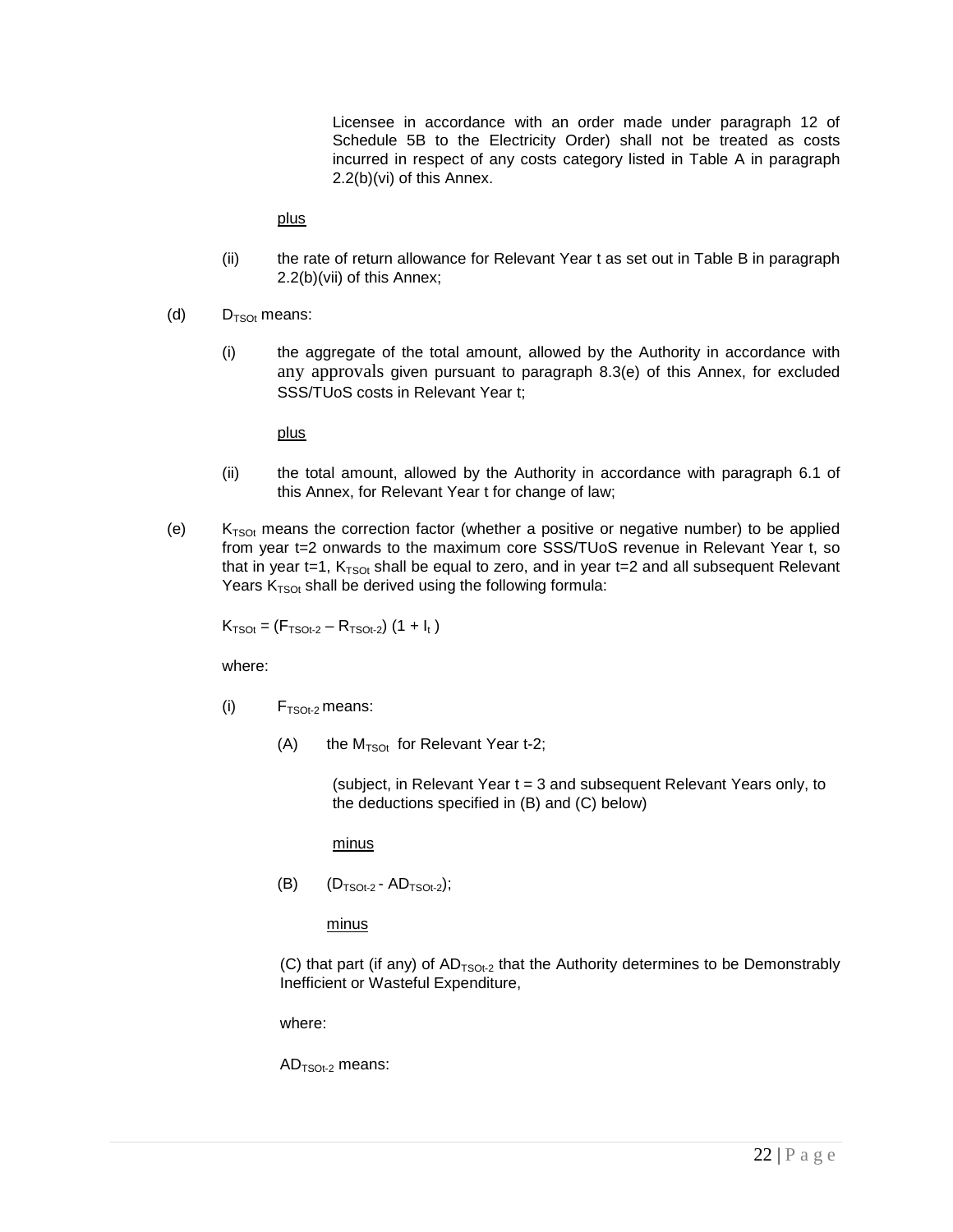Licensee in accordance with an order made under paragraph 12 of Schedule 5B to the Electricity Order) shall not be treated as costs incurred in respect of any costs category listed in Table A in paragraph 2.2(b)(vi) of this Annex.

plus

(ii) the rate of return allowance for Relevant Year t as set out in Table B in paragraph 2.2(b)(vii) of this Annex;

(d) $D_{TSOt}$ means:

(i) the aggregate of the total amount, allowed by the Authority in accordance with any approvals given pursuant to paragraph 8.3(e) of this Annex, for excluded SSS/TUoS costs in Relevant Year t;

plus

(ii) the total amount, allowed by the Authority in accordance with paragraph 6.1 of this Annex, for Relevant Year t for change of law;

(e) $K_{TSOt}$ means the correction factor (whether a positive or negative number) to be applied from year t=2 onwards to the maximum core SSS/TUoS revenue in Relevant Year t, so that in year t=1, $K_{TSOt}$ shall be equal to zero, and in year t=2 and all subsequent Relevant Years $K_{TSOt}$ shall be derived using the following formula:

$$K_{TSOt} = (F_{TSOt-2} – R_{TSOt-2}) (1 + I_t )$$

where:

(i) $F_{TSOt-2}$ means:

(A) the $M_{TSOt}$ for Relevant Year t-2;

(subject, in Relevant Year t = 3 and subsequent Relevant Years only, to the deductions specified in (B) and (C) below)

minus

(B) $(D_{TSOt-2} - AD_{TSOt-2})$;

minus

(C) that part (if any) of $AD_{TSOt-2}$ that the Authority determines to be Demonstrably Inefficient or Wasteful Expenditure,

where:

$AD_{TSOt-2}$ means: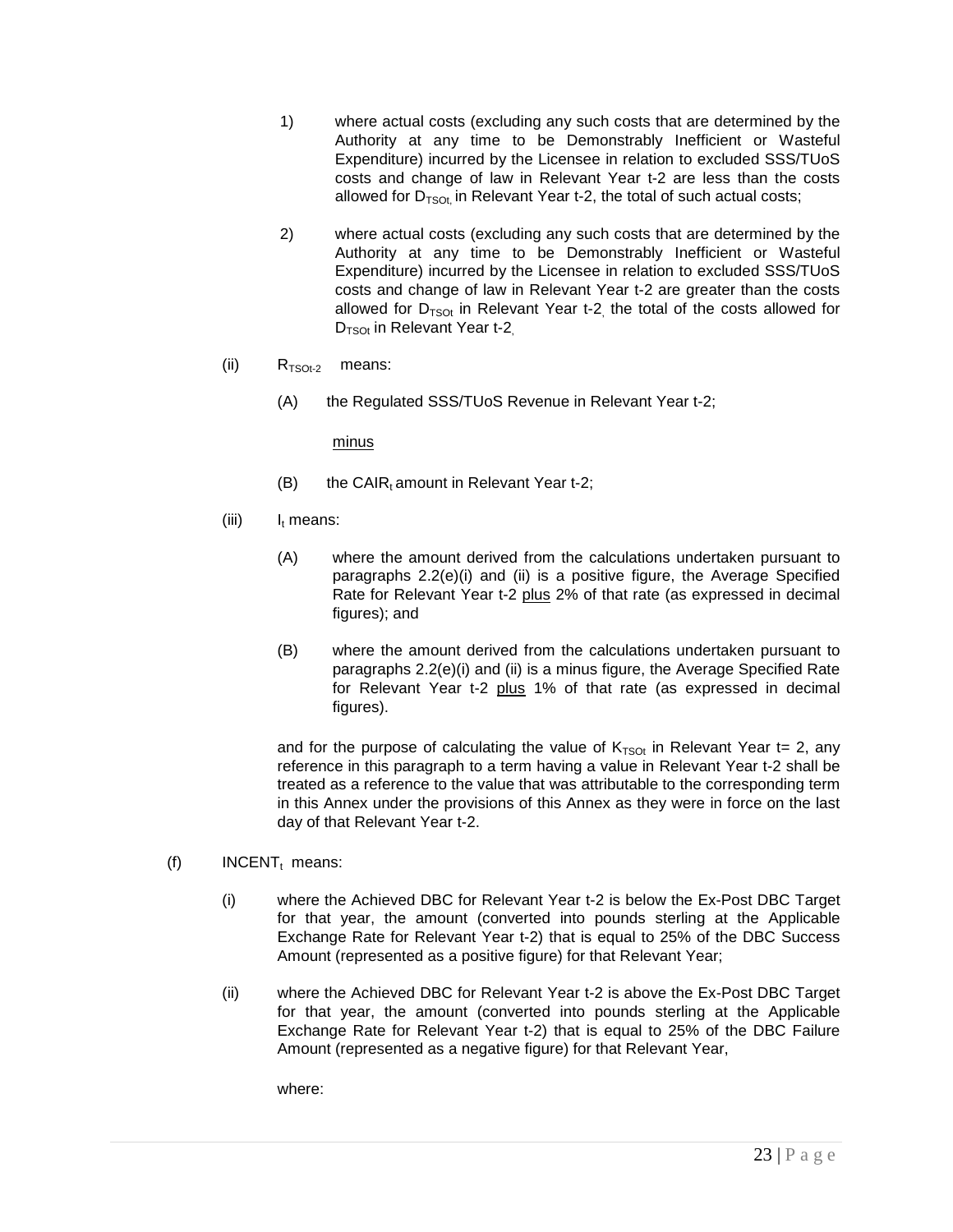1) where actual costs (excluding any such costs that are determined by the Authority at any time to be Demonstrably Inefficient or Wasteful Expenditure) incurred by the Licensee in relation to excluded SSS/TUoS costs and change of law in Relevant Year t-2 are less than the costs allowed for $D_{TSOt,}$ in Relevant Year t-2, the total of such actual costs;

2) where actual costs (excluding any such costs that are determined by the Authority at any time to be Demonstrably Inefficient or Wasteful Expenditure) incurred by the Licensee in relation to excluded SSS/TUoS costs and change of law in Relevant Year t-2 are greater than the costs allowed for $D_{TSOt}$ in Relevant Year t-2, the total of the costs allowed for $D_{TSOt}$ in Relevant Year t-2,

(ii) $R_{TSOt-2}$ means:

(A) the Regulated SSS/TUoS Revenue in Relevant Year t-2;

minus

(B) the $CAIR_t$ amount in Relevant Year t-2;

(iii) $I_t$ means:

(A) where the amount derived from the calculations undertaken pursuant to paragraphs 2.2(e)(i) and (ii) is a positive figure, the Average Specified Rate for Relevant Year t-2 plus 2% of that rate (as expressed in decimal figures); and

(B) where the amount derived from the calculations undertaken pursuant to paragraphs 2.2(e)(i) and (ii) is a minus figure, the Average Specified Rate for Relevant Year t-2 plus 1% of that rate (as expressed in decimal figures).

and for the purpose of calculating the value of $K_{TSOt}$ in Relevant Year t= 2, any reference in this paragraph to a term having a value in Relevant Year t-2 shall be treated as a reference to the value that was attributable to the corresponding term in this Annex under the provisions of this Annex as they were in force on the last day of that Relevant Year t-2.

(f) $INCENT_t$ means:

(i) where the Achieved DBC for Relevant Year t-2 is below the Ex-Post DBC Target for that year, the amount (converted into pounds sterling at the Applicable Exchange Rate for Relevant Year t-2) that is equal to 25% of the DBC Success Amount (represented as a positive figure) for that Relevant Year;

(ii) where the Achieved DBC for Relevant Year t-2 is above the Ex-Post DBC Target for that year, the amount (converted into pounds sterling at the Applicable Exchange Rate for Relevant Year t-2) that is equal to 25% of the DBC Failure Amount (represented as a negative figure) for that Relevant Year,

where: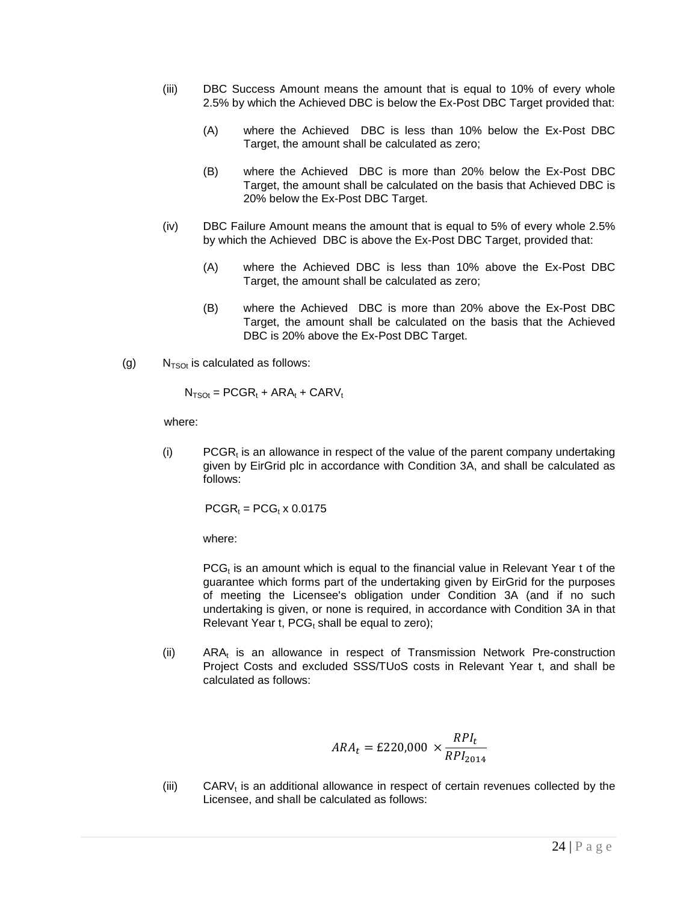(iii) DBC Success Amount means the amount that is equal to 10% of every whole 2.5% by which the Achieved DBC is below the Ex-Post DBC Target provided that:

   (A) where the Achieved DBC is less than 10% below the Ex-Post DBC Target, the amount shall be calculated as zero;

   (B) where the Achieved DBC is more than 20% below the Ex-Post DBC Target, the amount shall be calculated on the basis that Achieved DBC is 20% below the Ex-Post DBC Target.

(iv) DBC Failure Amount means the amount that is equal to 5% of every whole 2.5% by which the Achieved DBC is above the Ex-Post DBC Target, provided that:

   (A) where the Achieved DBC is less than 10% above the Ex-Post DBC Target, the amount shall be calculated as zero;

   (B) where the Achieved DBC is more than 20% above the Ex-Post DBC Target, the amount shall be calculated on the basis that the Achieved DBC is 20% above the Ex-Post DBC Target.

(g) $N_{TSOt}$ is calculated as follows:

$$N_{TSOt} = PCGR_t + ARA_t + CARV_t$$

where:

(i) $PCGR_t$ is an allowance in respect of the value of the parent company undertaking given by EirGrid plc in accordance with Condition 3A, and shall be calculated as follows:

$$PCGR_t = PCG_t \times 0.0175$$

where:

$PCG_t$ is an amount which is equal to the financial value in Relevant Year t of the guarantee which forms part of the undertaking given by EirGrid for the purposes of meeting the Licensee's obligation under Condition 3A (and if no such undertaking is given, or none is required, in accordance with Condition 3A in that Relevant Year t, $PCG_t$ shall be equal to zero);

(ii) $ARA_t$ is an allowance in respect of Transmission Network Pre-construction Project Costs and excluded SSS/TUoS costs in Relevant Year t, and shall be calculated as follows:

$$ARA_t = £220{,}000 \times \frac{RPI_t}{RPI_{2014}}$$

(iii) $CARV_t$ is an additional allowance in respect of certain revenues collected by the Licensee, and shall be calculated as follows: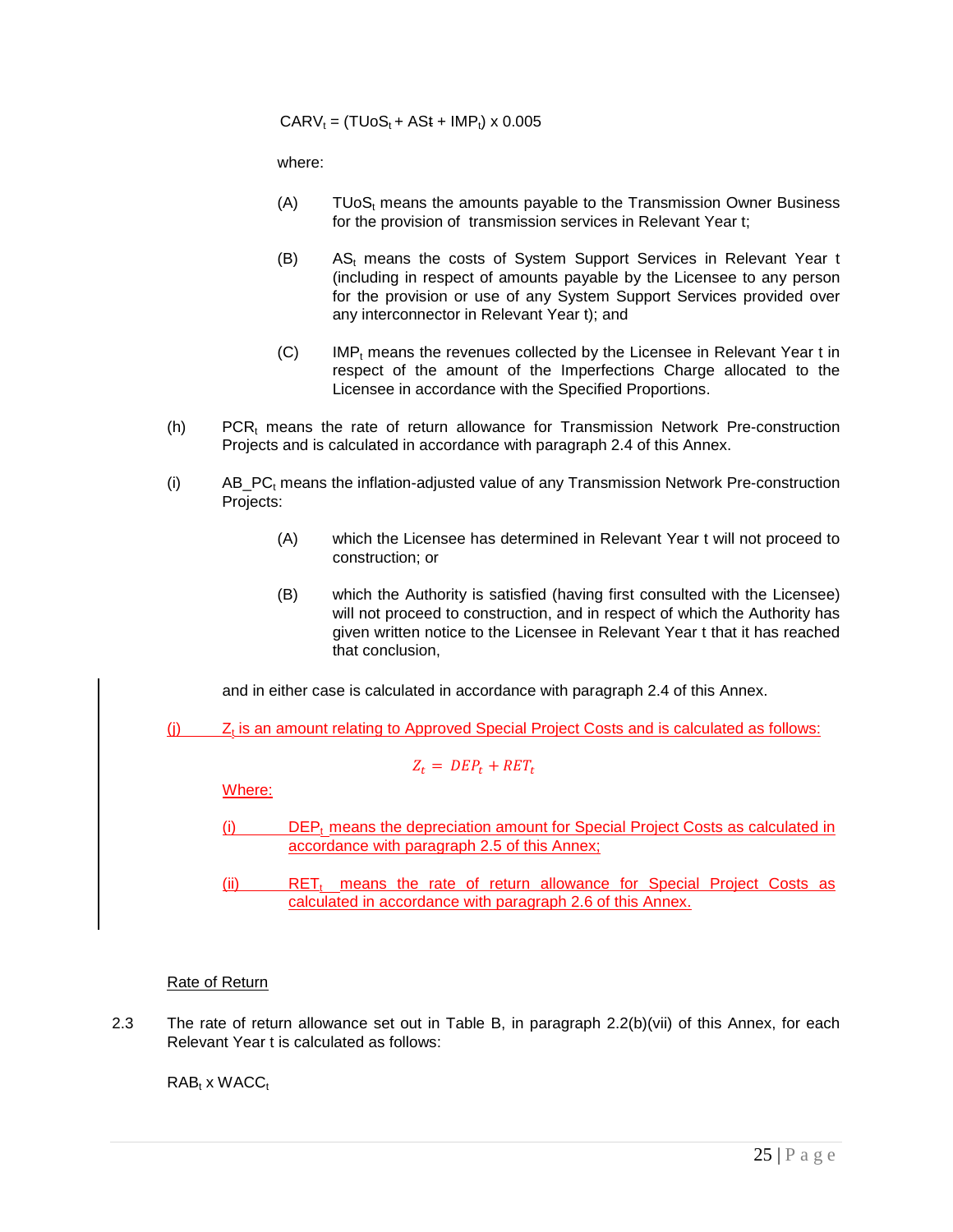$$CARV_t = (TUoS_t + AS_t + IMP_t) \times 0.005$$

where:

(A) $TUoS_t$ means the amounts payable to the Transmission Owner Business for the provision of transmission services in Relevant Year t;

(B) $AS_t$ means the costs of System Support Services in Relevant Year t (including in respect of amounts payable by the Licensee to any person for the provision or use of any System Support Services provided over any interconnector in Relevant Year t); and

(C) $IMP_t$ means the revenues collected by the Licensee in Relevant Year t in respect of the amount of the Imperfections Charge allocated to the Licensee in accordance with the Specified Proportions.

(h) $PCR_t$ means the rate of return allowance for Transmission Network Pre-construction Projects and is calculated in accordance with paragraph 2.4 of this Annex.

(i) $AB\_PC_t$ means the inflation-adjusted value of any Transmission Network Pre-construction Projects:

(A) which the Licensee has determined in Relevant Year t will not proceed to construction; or

(B) which the Authority is satisfied (having first consulted with the Licensee) will not proceed to construction, and in respect of which the Authority has given written notice to the Licensee in Relevant Year t that it has reached that conclusion,

and in either case is calculated in accordance with paragraph 2.4 of this Annex.

(j) $Z_t$ is an amount relating to Approved Special Project Costs and is calculated as follows:

$$Z_t = DEP_t + RET_t$$

Where:

(i) $DEP_t$ means the depreciation amount for Special Project Costs as calculated in accordance with paragraph 2.5 of this Annex;

(ii) $RET_t$ means the rate of return allowance for Special Project Costs as calculated in accordance with paragraph 2.6 of this Annex.

Rate of Return

2.3 The rate of return allowance set out in Table B, in paragraph 2.2(b)(vii) of this Annex, for each Relevant Year t is calculated as follows:

$$RAB_t \times WACC_t$$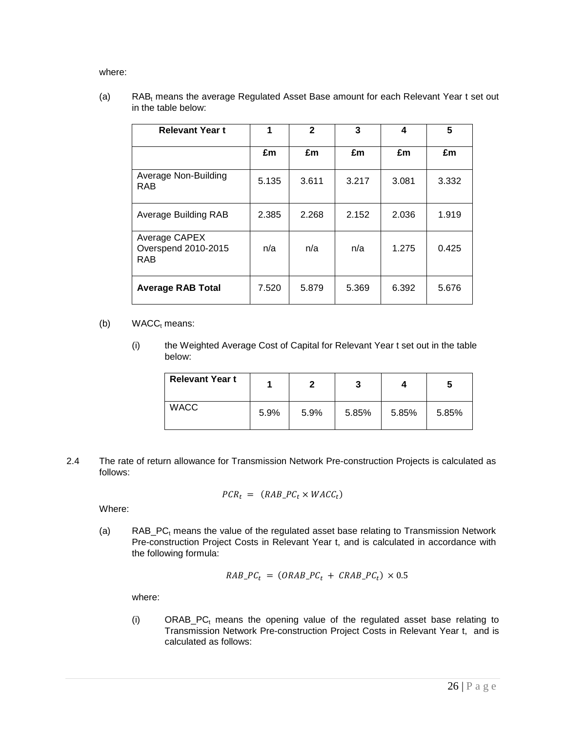where:

(a) $RAB_t$ means the average Regulated Asset Base amount for each Relevant Year t set out in the table below:

| Relevant Year t | 1 | 2 | 3 | 4 | 5 |
|---|---|---|---|---|---|
| | £m | £m | £m | £m | £m |
| Average Non-Building RAB | 5.135 | 3.611 | 3.217 | 3.081 | 3.332 |
| Average Building RAB | 2.385 | 2.268 | 2.152 | 2.036 | 1.919 |
| Average CAPEX Overspend 2010-2015 RAB | n/a | n/a | n/a | 1.275 | 0.425 |
| **Average RAB Total** | 7.520 | 5.879 | 5.369 | 6.392 | 5.676 |

(b) $WACC_t$ means:

(i) the Weighted Average Cost of Capital for Relevant Year t set out in the table below:

| Relevant Year t | 1 | 2 | 3 | 4 | 5 |
|---|---|---|---|---|---|
| WACC | 5.9% | 5.9% | 5.85% | 5.85% | 5.85% |

2.4 The rate of return allowance for Transmission Network Pre-construction Projects is calculated as follows:

$$PCR_t = (RAB\_PC_t \times WACC_t)$$

Where:

(a) $RAB\_PC_t$ means the value of the regulated asset base relating to Transmission Network Pre-construction Project Costs in Relevant Year t, and is calculated in accordance with the following formula:

$$RAB\_PC_t = (ORAB\_PC_t + CRAB\_PC_t) \times 0.5$$

where:

(i) $ORAB\_PC_t$ means the opening value of the regulated asset base relating to Transmission Network Pre-construction Project Costs in Relevant Year t, and is calculated as follows: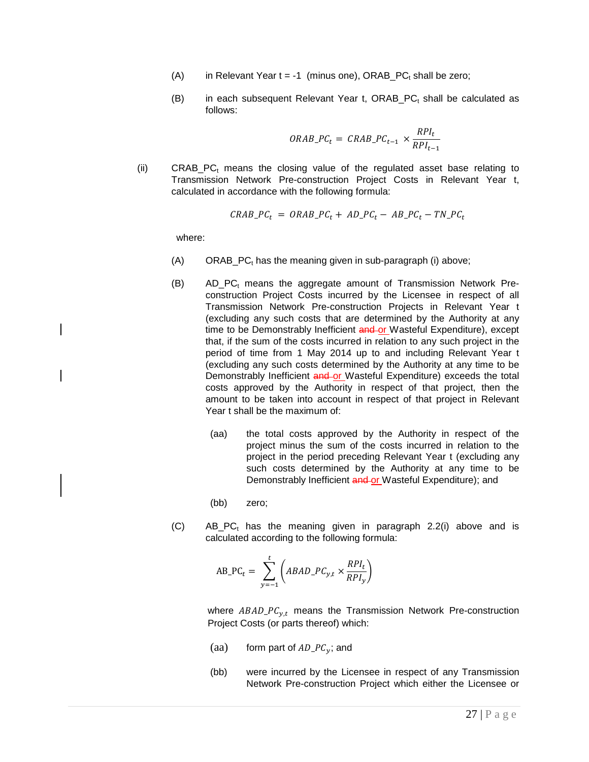(A) in Relevant Year t = -1 (minus one), $ORAB\_PC_t$ shall be zero;

(B) in each subsequent Relevant Year t, $ORAB\_PC_t$ shall be calculated as follows:

$$ORAB\_PC_t = CRAB\_PC_{t-1} \times \frac{RPI_t}{RPI_{t-1}}$$

(ii) $CRAB\_PC_t$ means the closing value of the regulated asset base relating to Transmission Network Pre-construction Project Costs in Relevant Year t, calculated in accordance with the following formula:

$$CRAB\_PC_t = ORAB\_PC_t + AD\_PC_t - AB\_PC_t - TN\_PC_t$$

where:

(A) $ORAB\_PC_t$ has the meaning given in sub-paragraph (i) above;

(B) $AD\_PC_t$ means the aggregate amount of Transmission Network Pre-construction Project Costs incurred by the Licensee in respect of all Transmission Network Pre-construction Projects in Relevant Year t (excluding any such costs that are determined by the Authority at any time to be Demonstrably Inefficient ~~and~~ or Wasteful Expenditure), except that, if the sum of the costs incurred in relation to any such project in the period of time from 1 May 2014 up to and including Relevant Year t (excluding any such costs determined by the Authority at any time to be Demonstrably Inefficient ~~and~~ or Wasteful Expenditure) exceeds the total costs approved by the Authority in respect of that project, then the amount to be taken into account in respect of that project in Relevant Year t shall be the maximum of:

(aa) the total costs approved by the Authority in respect of the project minus the sum of the costs incurred in relation to the project in the period preceding Relevant Year t (excluding any such costs determined by the Authority at any time to be Demonstrably Inefficient ~~and~~ or Wasteful Expenditure); and

(bb) zero;

(C) $AB\_PC_t$ has the meaning given in paragraph 2.2(i) above and is calculated according to the following formula:

$$AB\_PC_t = \sum_{y=-1}^{t} \left( ABAD\_PC_{y,t} \times \frac{RPI_t}{RPI_y} \right)$$

where $ABAD\_PC_{y,t}$ means the Transmission Network Pre-construction Project Costs (or parts thereof) which:

(aa) form part of $AD\_PC_y$; and

(bb) were incurred by the Licensee in respect of any Transmission Network Pre-construction Project which either the Licensee or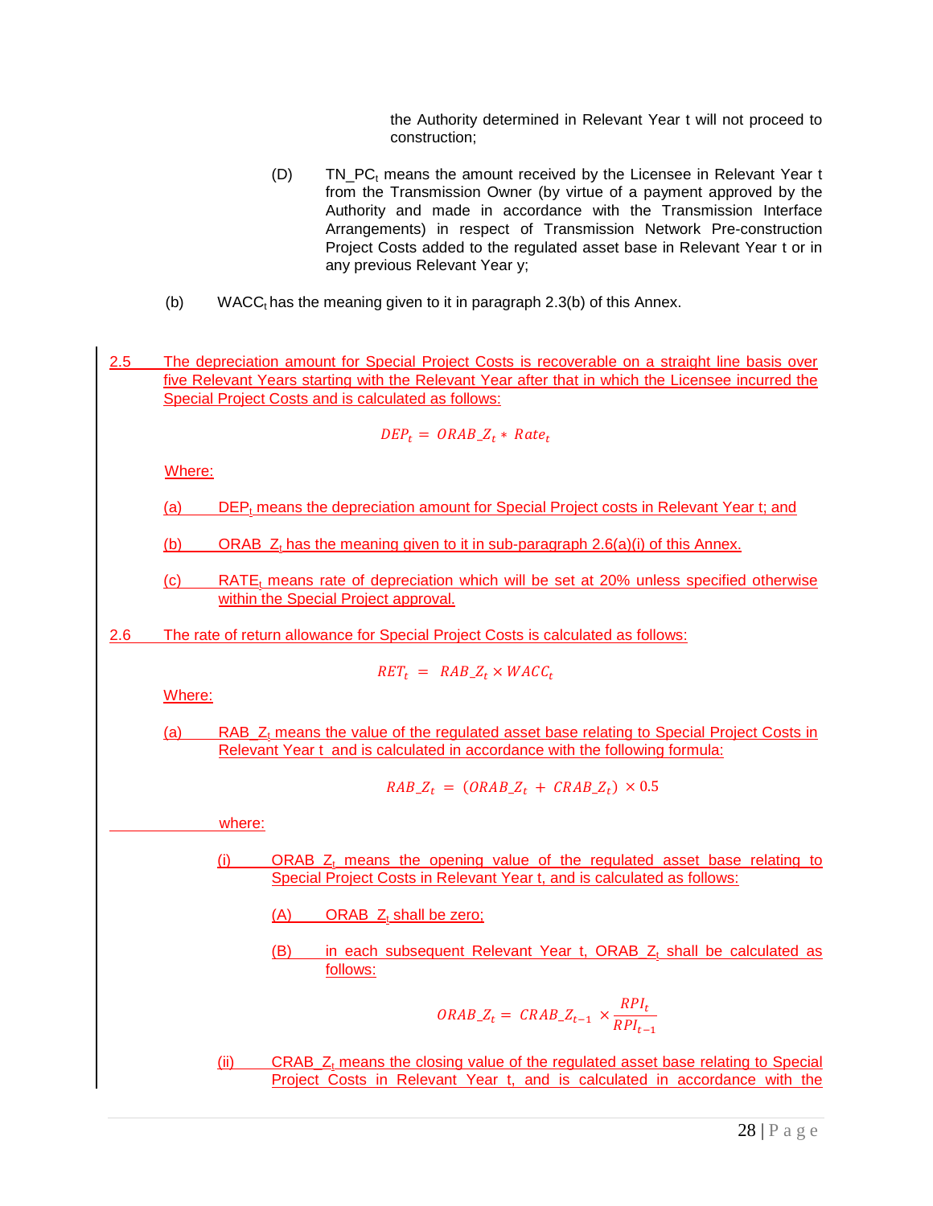the Authority determined in Relevant Year t will not proceed to construction;

(D) $TN\_PC_t$ means the amount received by the Licensee in Relevant Year t from the Transmission Owner (by virtue of a payment approved by the Authority and made in accordance with the Transmission Interface Arrangements) in respect of Transmission Network Pre-construction Project Costs added to the regulated asset base in Relevant Year t or in any previous Relevant Year y;

(b) $WACC_t$ has the meaning given to it in paragraph 2.3(b) of this Annex.

2.5 The depreciation amount for Special Project Costs is recoverable on a straight line basis over five Relevant Years starting with the Relevant Year after that in which the Licensee incurred the Special Project Costs and is calculated as follows:

$$DEP_t = ORAB\_Z_t * Rate_t$$

Where:

(a) $DEP_t$ means the depreciation amount for Special Project costs in Relevant Year t; and

(b) $ORAB\_Z_t$ has the meaning given to it in sub-paragraph 2.6(a)(i) of this Annex.

(c) $RATE_t$ means rate of depreciation which will be set at 20% unless specified otherwise within the Special Project approval.

2.6 The rate of return allowance for Special Project Costs is calculated as follows:

$$RET_t = RAB\_Z_t \times WACC_t$$

Where:

(a) $RAB\_Z_t$ means the value of the regulated asset base relating to Special Project Costs in Relevant Year t and is calculated in accordance with the following formula:

$$RAB\_Z_t = (ORAB\_Z_t + CRAB\_Z_t) \times 0.5$$

where:

(i) $ORAB\_Z_t$ means the opening value of the regulated asset base relating to Special Project Costs in Relevant Year t, and is calculated as follows:

(A) $ORAB\_Z_t$ shall be zero;

(B) in each subsequent Relevant Year t, $ORAB\_Z_t$ shall be calculated as follows:

$$ORAB\_Z_t = CRAB\_Z_{t-1} \times \frac{RPI_t}{RPI_{t-1}}$$

(ii) $CRAB\_Z_t$ means the closing value of the regulated asset base relating to Special Project Costs in Relevant Year t, and is calculated in accordance with the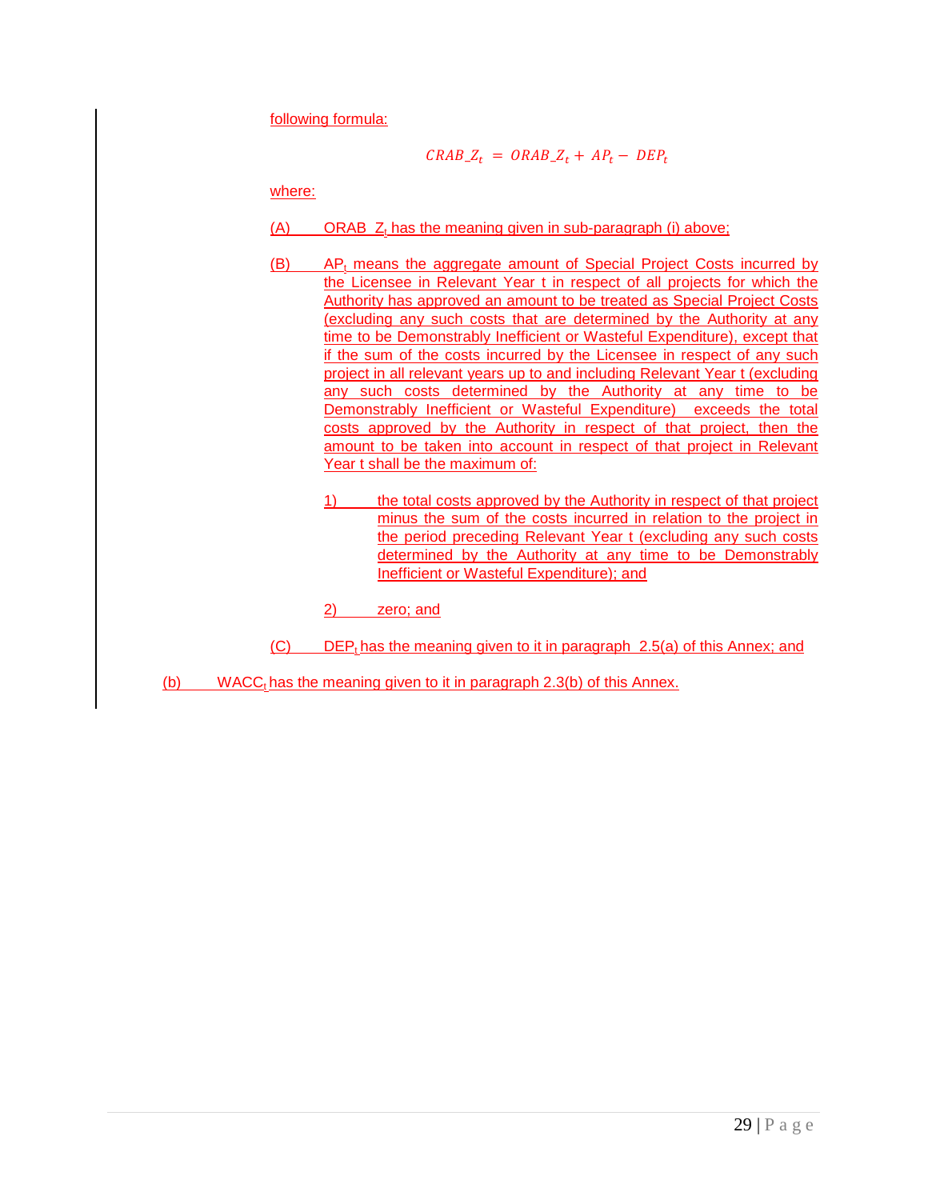following formula:

$$CRAB\_Z_t = ORAB\_Z_t + AP_t - DEP_t$$

where:

(A) $ORAB\_Z_t$ has the meaning given in sub-paragraph (i) above;

(B) $AP_t$ means the aggregate amount of Special Project Costs incurred by the Licensee in Relevant Year t in respect of all projects for which the Authority has approved an amount to be treated as Special Project Costs (excluding any such costs that are determined by the Authority at any time to be Demonstrably Inefficient or Wasteful Expenditure), except that if the sum of the costs incurred by the Licensee in respect of any such project in all relevant years up to and including Relevant Year t (excluding any such costs determined by the Authority at any time to be Demonstrably Inefficient or Wasteful Expenditure) exceeds the total costs approved by the Authority in respect of that project, then the amount to be taken into account in respect of that project in Relevant Year t shall be the maximum of:

1) the total costs approved by the Authority in respect of that project minus the sum of the costs incurred in relation to the project in the period preceding Relevant Year t (excluding any such costs determined by the Authority at any time to be Demonstrably Inefficient or Wasteful Expenditure); and

2) zero; and

(C) $DEP_t$ has the meaning given to it in paragraph 2.5(a) of this Annex; and

(b) $WACC_t$ has the meaning given to it in paragraph 2.3(b) of this Annex.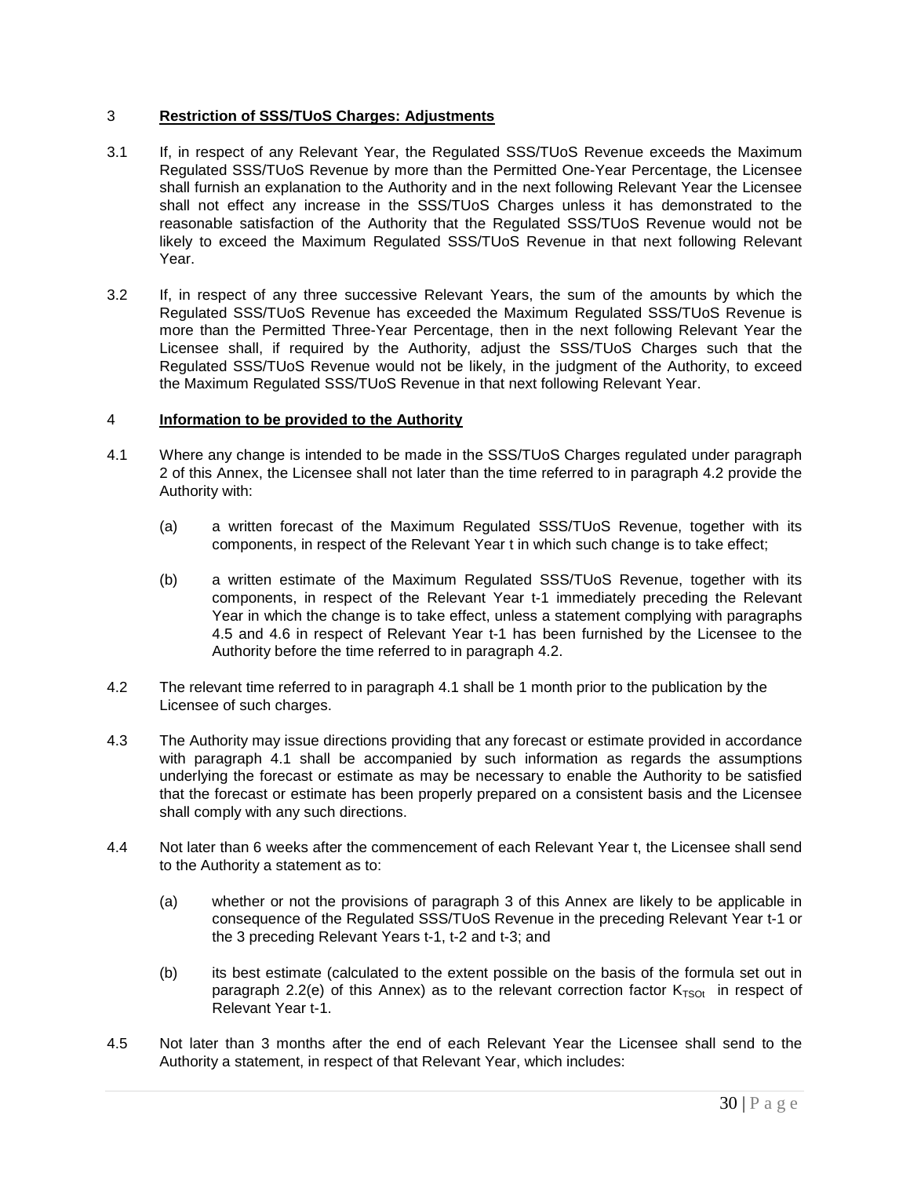## 3 **Restriction of SSS/TUoS Charges: Adjustments**

3.1 If, in respect of any Relevant Year, the Regulated SSS/TUoS Revenue exceeds the Maximum Regulated SSS/TUoS Revenue by more than the Permitted One-Year Percentage, the Licensee shall furnish an explanation to the Authority and in the next following Relevant Year the Licensee shall not effect any increase in the SSS/TUoS Charges unless it has demonstrated to the reasonable satisfaction of the Authority that the Regulated SSS/TUoS Revenue would not be likely to exceed the Maximum Regulated SSS/TUoS Revenue in that next following Relevant Year.

3.2 If, in respect of any three successive Relevant Years, the sum of the amounts by which the Regulated SSS/TUoS Revenue has exceeded the Maximum Regulated SSS/TUoS Revenue is more than the Permitted Three-Year Percentage, then in the next following Relevant Year the Licensee shall, if required by the Authority, adjust the SSS/TUoS Charges such that the Regulated SSS/TUoS Revenue would not be likely, in the judgment of the Authority, to exceed the Maximum Regulated SSS/TUoS Revenue in that next following Relevant Year.

## 4 **Information to be provided to the Authority**

4.1 Where any change is intended to be made in the SSS/TUoS Charges regulated under paragraph 2 of this Annex, the Licensee shall not later than the time referred to in paragraph 4.2 provide the Authority with:

(a) a written forecast of the Maximum Regulated SSS/TUoS Revenue, together with its components, in respect of the Relevant Year t in which such change is to take effect;

(b) a written estimate of the Maximum Regulated SSS/TUoS Revenue, together with its components, in respect of the Relevant Year t-1 immediately preceding the Relevant Year in which the change is to take effect, unless a statement complying with paragraphs 4.5 and 4.6 in respect of Relevant Year t-1 has been furnished by the Licensee to the Authority before the time referred to in paragraph 4.2.

4.2 The relevant time referred to in paragraph 4.1 shall be 1 month prior to the publication by the Licensee of such charges.

4.3 The Authority may issue directions providing that any forecast or estimate provided in accordance with paragraph 4.1 shall be accompanied by such information as regards the assumptions underlying the forecast or estimate as may be necessary to enable the Authority to be satisfied that the forecast or estimate has been properly prepared on a consistent basis and the Licensee shall comply with any such directions.

4.4 Not later than 6 weeks after the commencement of each Relevant Year t, the Licensee shall send to the Authority a statement as to:

(a) whether or not the provisions of paragraph 3 of this Annex are likely to be applicable in consequence of the Regulated SSS/TUoS Revenue in the preceding Relevant Year t-1 or the 3 preceding Relevant Years t-1, t-2 and t-3; and

(b) its best estimate (calculated to the extent possible on the basis of the formula set out in paragraph 2.2(e) of this Annex) as to the relevant correction factor $K_{TSOt}$ in respect of Relevant Year t-1.

4.5 Not later than 3 months after the end of each Relevant Year the Licensee shall send to the Authority a statement, in respect of that Relevant Year, which includes: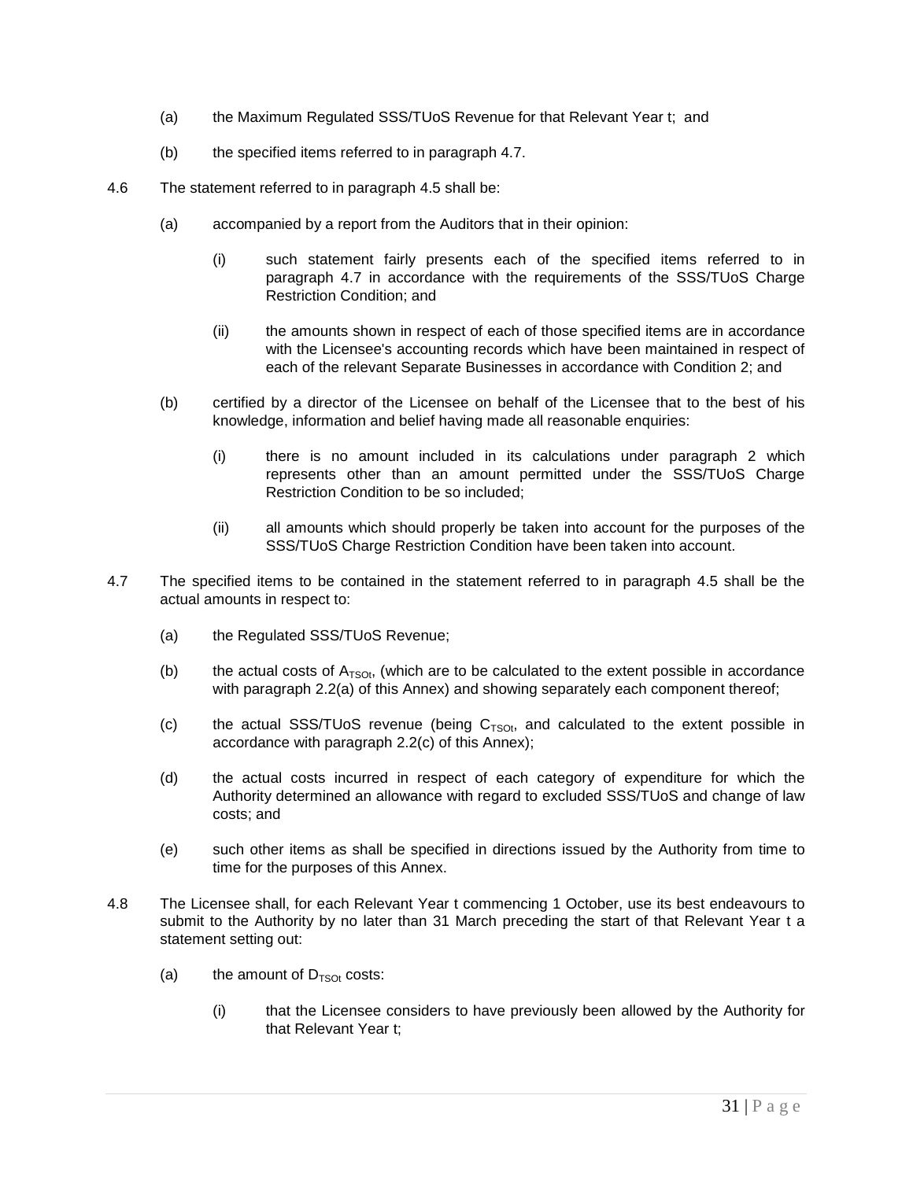(a) the Maximum Regulated SSS/TUoS Revenue for that Relevant Year t; and

(b) the specified items referred to in paragraph 4.7.

4.6 The statement referred to in paragraph 4.5 shall be:

(a) accompanied by a report from the Auditors that in their opinion:

(i) such statement fairly presents each of the specified items referred to in paragraph 4.7 in accordance with the requirements of the SSS/TUoS Charge Restriction Condition; and

(ii) the amounts shown in respect of each of those specified items are in accordance with the Licensee's accounting records which have been maintained in respect of each of the relevant Separate Businesses in accordance with Condition 2; and

(b) certified by a director of the Licensee on behalf of the Licensee that to the best of his knowledge, information and belief having made all reasonable enquiries:

(i) there is no amount included in its calculations under paragraph 2 which represents other than an amount permitted under the SSS/TUoS Charge Restriction Condition to be so included;

(ii) all amounts which should properly be taken into account for the purposes of the SSS/TUoS Charge Restriction Condition have been taken into account.

4.7 The specified items to be contained in the statement referred to in paragraph 4.5 shall be the actual amounts in respect to:

(a) the Regulated SSS/TUoS Revenue;

(b) the actual costs of $A_{TSOt}$, (which are to be calculated to the extent possible in accordance with paragraph 2.2(a) of this Annex) and showing separately each component thereof;

(c) the actual SSS/TUoS revenue (being $C_{TSOt}$, and calculated to the extent possible in accordance with paragraph 2.2(c) of this Annex);

(d) the actual costs incurred in respect of each category of expenditure for which the Authority determined an allowance with regard to excluded SSS/TUoS and change of law costs; and

(e) such other items as shall be specified in directions issued by the Authority from time to time for the purposes of this Annex.

4.8 The Licensee shall, for each Relevant Year t commencing 1 October, use its best endeavours to submit to the Authority by no later than 31 March preceding the start of that Relevant Year t a statement setting out:

(a) the amount of $D_{TSOt}$ costs:

(i) that the Licensee considers to have previously been allowed by the Authority for that Relevant Year t;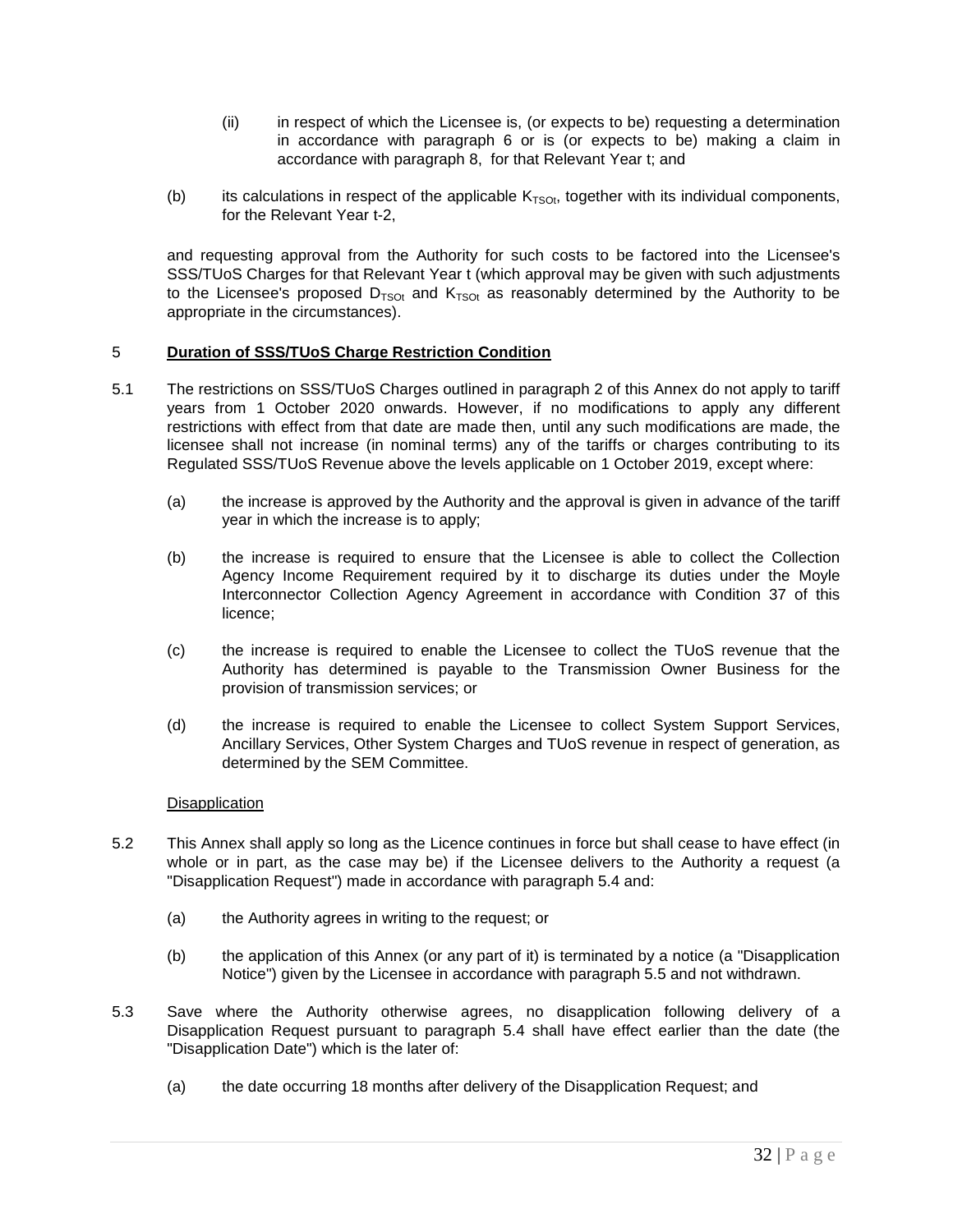(ii) in respect of which the Licensee is, (or expects to be) requesting a determination in accordance with paragraph 6 or is (or expects to be) making a claim in accordance with paragraph 8, for that Relevant Year t; and

(b) its calculations in respect of the applicable $K_{TSOt}$, together with its individual components, for the Relevant Year t-2,

and requesting approval from the Authority for such costs to be factored into the Licensee's SSS/TUoS Charges for that Relevant Year t (which approval may be given with such adjustments to the Licensee's proposed $D_{TSOt}$ and $K_{TSOt}$ as reasonably determined by the Authority to be appropriate in the circumstances).

## 5 **Duration of SSS/TUoS Charge Restriction Condition**

5.1 The restrictions on SSS/TUoS Charges outlined in paragraph 2 of this Annex do not apply to tariff years from 1 October 2020 onwards. However, if no modifications to apply any different restrictions with effect from that date are made then, until any such modifications are made, the licensee shall not increase (in nominal terms) any of the tariffs or charges contributing to its Regulated SSS/TUoS Revenue above the levels applicable on 1 October 2019, except where:

(a) the increase is approved by the Authority and the approval is given in advance of the tariff year in which the increase is to apply;

(b) the increase is required to ensure that the Licensee is able to collect the Collection Agency Income Requirement required by it to discharge its duties under the Moyle Interconnector Collection Agency Agreement in accordance with Condition 37 of this licence;

(c) the increase is required to enable the Licensee to collect the TUoS revenue that the Authority has determined is payable to the Transmission Owner Business for the provision of transmission services; or

(d) the increase is required to enable the Licensee to collect System Support Services, Ancillary Services, Other System Charges and TUoS revenue in respect of generation, as determined by the SEM Committee.

Disapplication

5.2 This Annex shall apply so long as the Licence continues in force but shall cease to have effect (in whole or in part, as the case may be) if the Licensee delivers to the Authority a request (a "Disapplication Request") made in accordance with paragraph 5.4 and:

(a) the Authority agrees in writing to the request; or

(b) the application of this Annex (or any part of it) is terminated by a notice (a "Disapplication Notice") given by the Licensee in accordance with paragraph 5.5 and not withdrawn.

5.3 Save where the Authority otherwise agrees, no disapplication following delivery of a Disapplication Request pursuant to paragraph 5.4 shall have effect earlier than the date (the "Disapplication Date") which is the later of:

(a) the date occurring 18 months after delivery of the Disapplication Request; and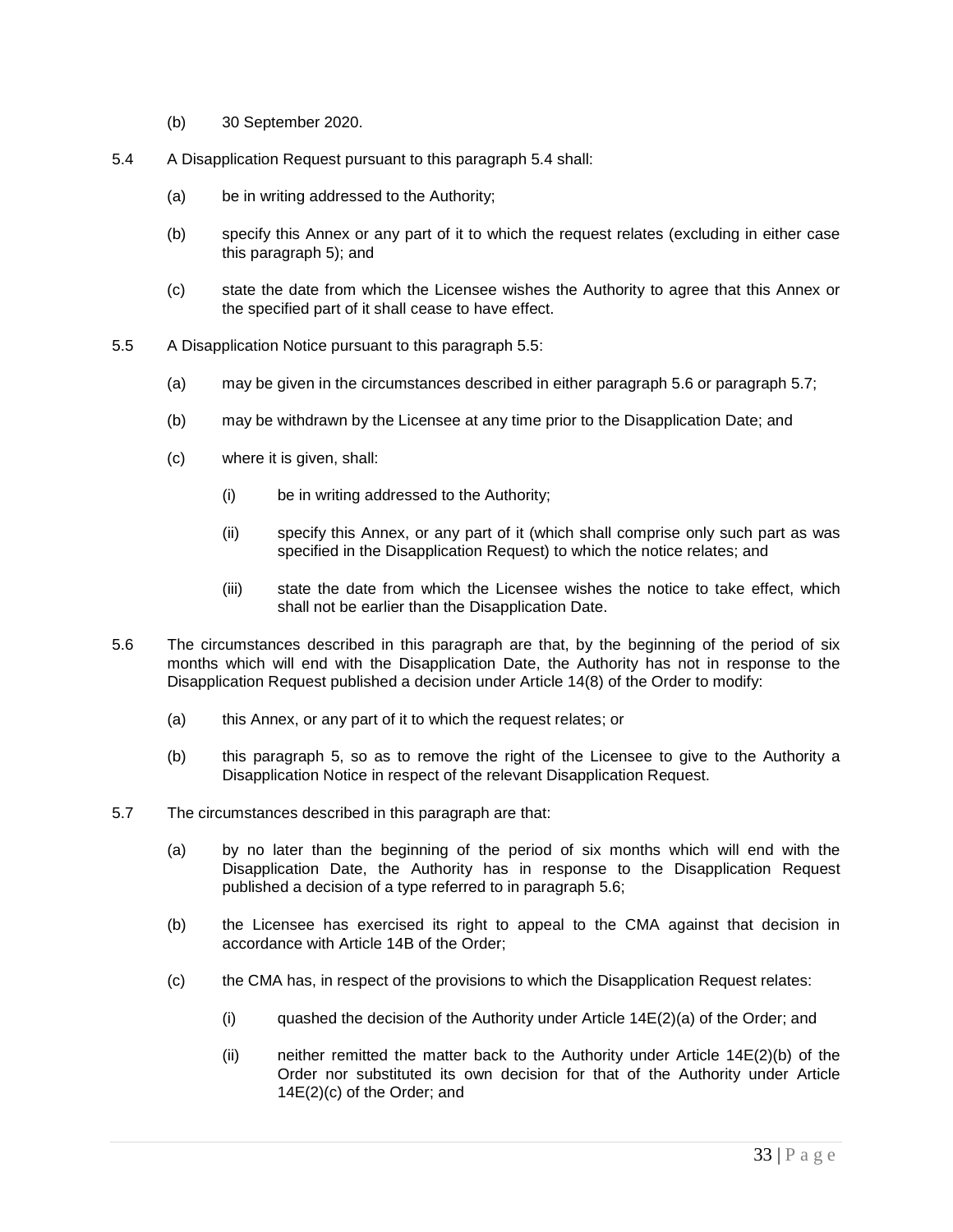(b) 30 September 2020.

5.4 A Disapplication Request pursuant to this paragraph 5.4 shall:

(a) be in writing addressed to the Authority;

(b) specify this Annex or any part of it to which the request relates (excluding in either case this paragraph 5); and

(c) state the date from which the Licensee wishes the Authority to agree that this Annex or the specified part of it shall cease to have effect.

5.5 A Disapplication Notice pursuant to this paragraph 5.5:

(a) may be given in the circumstances described in either paragraph 5.6 or paragraph 5.7;

(b) may be withdrawn by the Licensee at any time prior to the Disapplication Date; and

(c) where it is given, shall:

(i) be in writing addressed to the Authority;

(ii) specify this Annex, or any part of it (which shall comprise only such part as was specified in the Disapplication Request) to which the notice relates; and

(iii) state the date from which the Licensee wishes the notice to take effect, which shall not be earlier than the Disapplication Date.

5.6 The circumstances described in this paragraph are that, by the beginning of the period of six months which will end with the Disapplication Date, the Authority has not in response to the Disapplication Request published a decision under Article 14(8) of the Order to modify:

(a) this Annex, or any part of it to which the request relates; or

(b) this paragraph 5, so as to remove the right of the Licensee to give to the Authority a Disapplication Notice in respect of the relevant Disapplication Request.

5.7 The circumstances described in this paragraph are that:

(a) by no later than the beginning of the period of six months which will end with the Disapplication Date, the Authority has in response to the Disapplication Request published a decision of a type referred to in paragraph 5.6;

(b) the Licensee has exercised its right to appeal to the CMA against that decision in accordance with Article 14B of the Order;

(c) the CMA has, in respect of the provisions to which the Disapplication Request relates:

(i) quashed the decision of the Authority under Article 14E(2)(a) of the Order; and

(ii) neither remitted the matter back to the Authority under Article 14E(2)(b) of the Order nor substituted its own decision for that of the Authority under Article 14E(2)(c) of the Order; and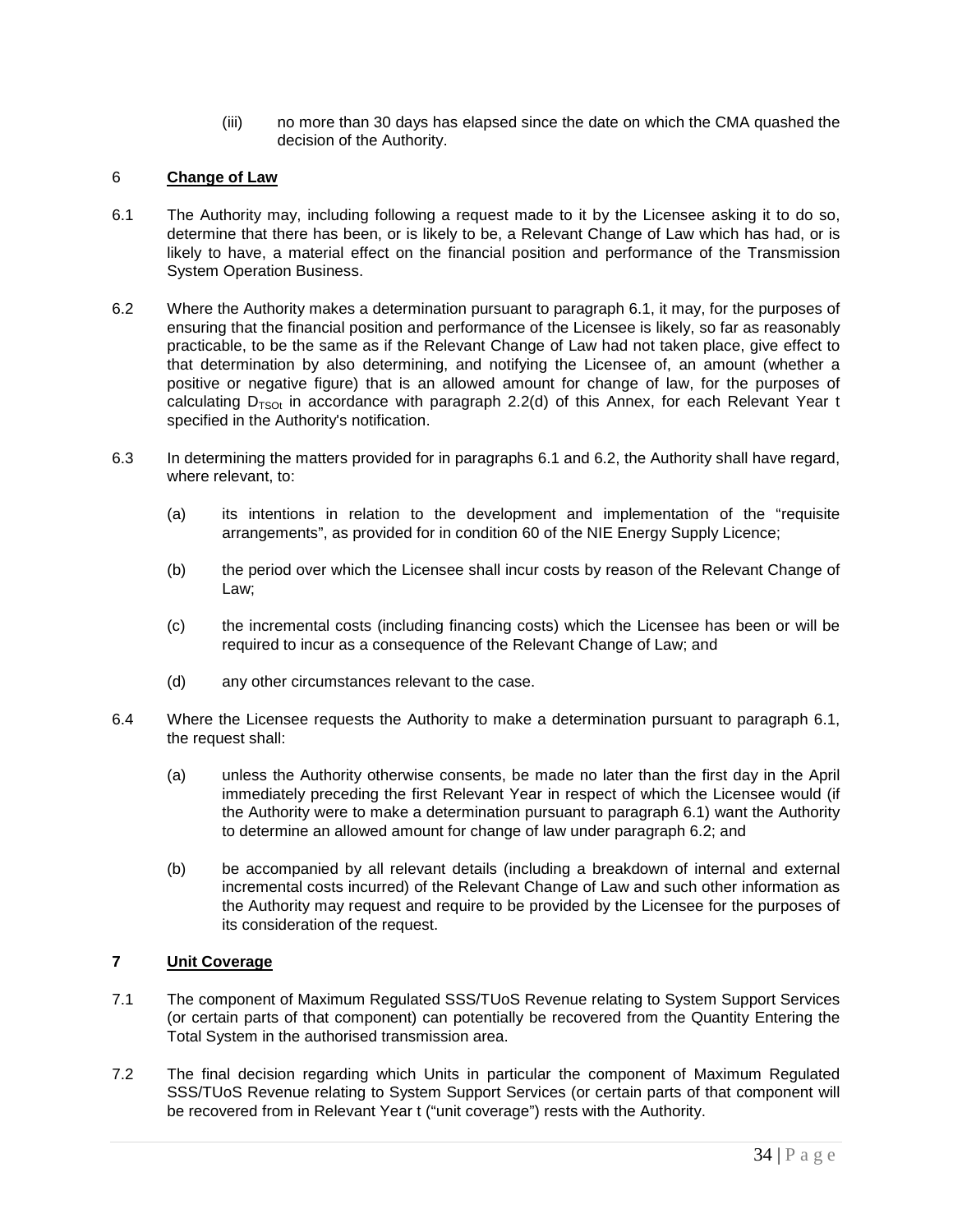(iii) no more than 30 days has elapsed since the date on which the CMA quashed the decision of the Authority.

## 6 Change of Law

6.1 The Authority may, including following a request made to it by the Licensee asking it to do so, determine that there has been, or is likely to be, a Relevant Change of Law which has had, or is likely to have, a material effect on the financial position and performance of the Transmission System Operation Business.

6.2 Where the Authority makes a determination pursuant to paragraph 6.1, it may, for the purposes of ensuring that the financial position and performance of the Licensee is likely, so far as reasonably practicable, to be the same as if the Relevant Change of Law had not taken place, give effect to that determination by also determining, and notifying the Licensee of, an amount (whether a positive or negative figure) that is an allowed amount for change of law, for the purposes of calculating $D_{TSOt}$ in accordance with paragraph 2.2(d) of this Annex, for each Relevant Year t specified in the Authority's notification.

6.3 In determining the matters provided for in paragraphs 6.1 and 6.2, the Authority shall have regard, where relevant, to:

(a) its intentions in relation to the development and implementation of the "requisite arrangements", as provided for in condition 60 of the NIE Energy Supply Licence;

(b) the period over which the Licensee shall incur costs by reason of the Relevant Change of Law;

(c) the incremental costs (including financing costs) which the Licensee has been or will be required to incur as a consequence of the Relevant Change of Law; and

(d) any other circumstances relevant to the case.

6.4 Where the Licensee requests the Authority to make a determination pursuant to paragraph 6.1, the request shall:

(a) unless the Authority otherwise consents, be made no later than the first day in the April immediately preceding the first Relevant Year in respect of which the Licensee would (if the Authority were to make a determination pursuant to paragraph 6.1) want the Authority to determine an allowed amount for change of law under paragraph 6.2; and

(b) be accompanied by all relevant details (including a breakdown of internal and external incremental costs incurred) of the Relevant Change of Law and such other information as the Authority may request and require to be provided by the Licensee for the purposes of its consideration of the request.

## 7 Unit Coverage

7.1 The component of Maximum Regulated SSS/TUoS Revenue relating to System Support Services (or certain parts of that component) can potentially be recovered from the Quantity Entering the Total System in the authorised transmission area.

7.2 The final decision regarding which Units in particular the component of Maximum Regulated SSS/TUoS Revenue relating to System Support Services (or certain parts of that component will be recovered from in Relevant Year t ("unit coverage") rests with the Authority.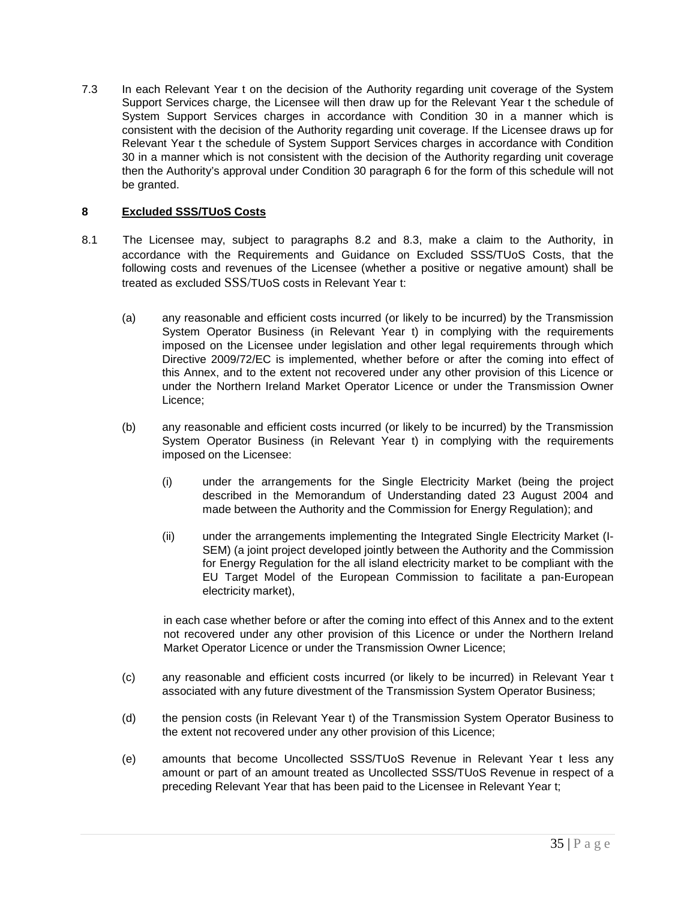7.3 In each Relevant Year t on the decision of the Authority regarding unit coverage of the System Support Services charge, the Licensee will then draw up for the Relevant Year t the schedule of System Support Services charges in accordance with Condition 30 in a manner which is consistent with the decision of the Authority regarding unit coverage. If the Licensee draws up for Relevant Year t the schedule of System Support Services charges in accordance with Condition 30 in a manner which is not consistent with the decision of the Authority regarding unit coverage then the Authority's approval under Condition 30 paragraph 6 for the form of this schedule will not be granted.

**8 <u>Excluded SSS/TUoS Costs</u>**

8.1 The Licensee may, subject to paragraphs 8.2 and 8.3, make a claim to the Authority, in accordance with the Requirements and Guidance on Excluded SSS/TUoS Costs, that the following costs and revenues of the Licensee (whether a positive or negative amount) shall be treated as excluded SSS/TUoS costs in Relevant Year t:

(a) any reasonable and efficient costs incurred (or likely to be incurred) by the Transmission System Operator Business (in Relevant Year t) in complying with the requirements imposed on the Licensee under legislation and other legal requirements through which Directive 2009/72/EC is implemented, whether before or after the coming into effect of this Annex, and to the extent not recovered under any other provision of this Licence or under the Northern Ireland Market Operator Licence or under the Transmission Owner Licence;

(b) any reasonable and efficient costs incurred (or likely to be incurred) by the Transmission System Operator Business (in Relevant Year t) in complying with the requirements imposed on the Licensee:

(i) under the arrangements for the Single Electricity Market (being the project described in the Memorandum of Understanding dated 23 August 2004 and made between the Authority and the Commission for Energy Regulation); and

(ii) under the arrangements implementing the Integrated Single Electricity Market (I-SEM) (a joint project developed jointly between the Authority and the Commission for Energy Regulation for the all island electricity market to be compliant with the EU Target Model of the European Commission to facilitate a pan-European electricity market),

in each case whether before or after the coming into effect of this Annex and to the extent not recovered under any other provision of this Licence or under the Northern Ireland Market Operator Licence or under the Transmission Owner Licence;

(c) any reasonable and efficient costs incurred (or likely to be incurred) in Relevant Year t associated with any future divestment of the Transmission System Operator Business;

(d) the pension costs (in Relevant Year t) of the Transmission System Operator Business to the extent not recovered under any other provision of this Licence;

(e) amounts that become Uncollected SSS/TUoS Revenue in Relevant Year t less any amount or part of an amount treated as Uncollected SSS/TUoS Revenue in respect of a preceding Relevant Year that has been paid to the Licensee in Relevant Year t;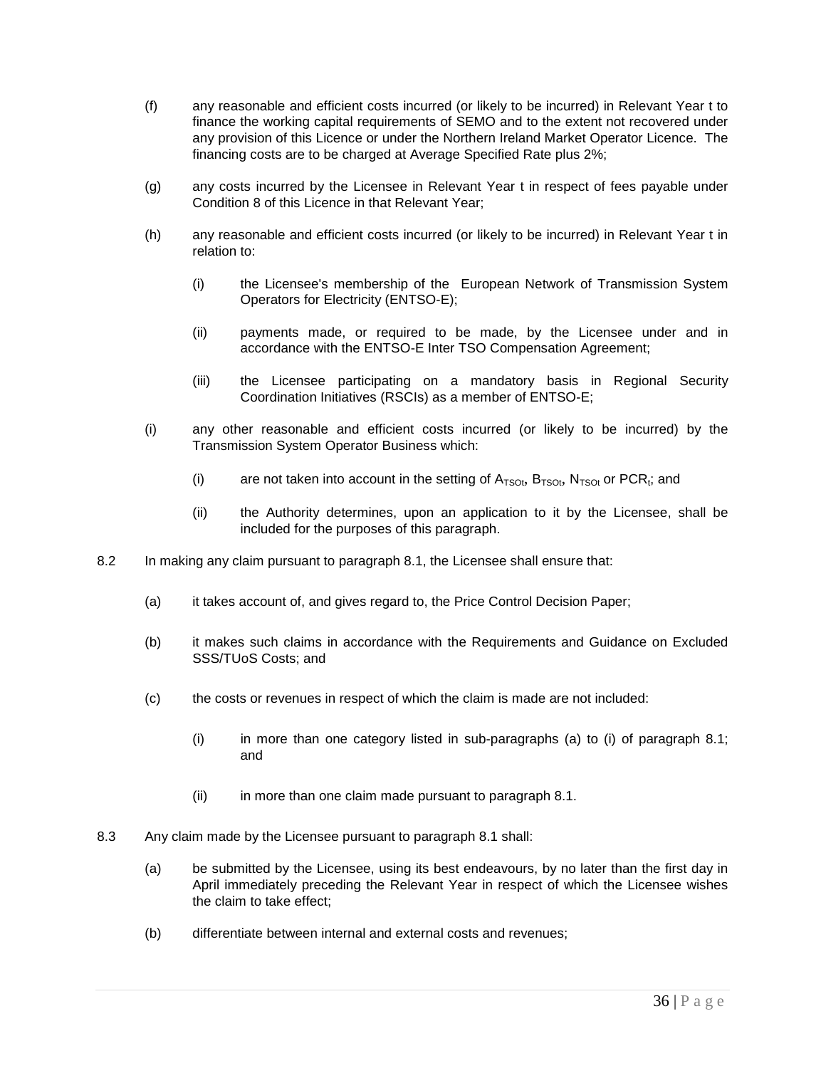(f) any reasonable and efficient costs incurred (or likely to be incurred) in Relevant Year t to finance the working capital requirements of SEMO and to the extent not recovered under any provision of this Licence or under the Northern Ireland Market Operator Licence. The financing costs are to be charged at Average Specified Rate plus 2%;

(g) any costs incurred by the Licensee in Relevant Year t in respect of fees payable under Condition 8 of this Licence in that Relevant Year;

(h) any reasonable and efficient costs incurred (or likely to be incurred) in Relevant Year t in relation to:

   (i) the Licensee's membership of the European Network of Transmission System Operators for Electricity (ENTSO-E);

   (ii) payments made, or required to be made, by the Licensee under and in accordance with the ENTSO-E Inter TSO Compensation Agreement;

   (iii) the Licensee participating on a mandatory basis in Regional Security Coordination Initiatives (RSCIs) as a member of ENTSO-E;

(i) any other reasonable and efficient costs incurred (or likely to be incurred) by the Transmission System Operator Business which:

   (i) are not taken into account in the setting of $A_{TSOt}$, $B_{TSOt}$, $N_{TSOt}$ or $PCR_t$; and

   (ii) the Authority determines, upon an application to it by the Licensee, shall be included for the purposes of this paragraph.

8.2 In making any claim pursuant to paragraph 8.1, the Licensee shall ensure that:

(a) it takes account of, and gives regard to, the Price Control Decision Paper;

(b) it makes such claims in accordance with the Requirements and Guidance on Excluded SSS/TUoS Costs; and

(c) the costs or revenues in respect of which the claim is made are not included:

   (i) in more than one category listed in sub-paragraphs (a) to (i) of paragraph 8.1; and

   (ii) in more than one claim made pursuant to paragraph 8.1.

8.3 Any claim made by the Licensee pursuant to paragraph 8.1 shall:

(a) be submitted by the Licensee, using its best endeavours, by no later than the first day in April immediately preceding the Relevant Year in respect of which the Licensee wishes the claim to take effect;

(b) differentiate between internal and external costs and revenues;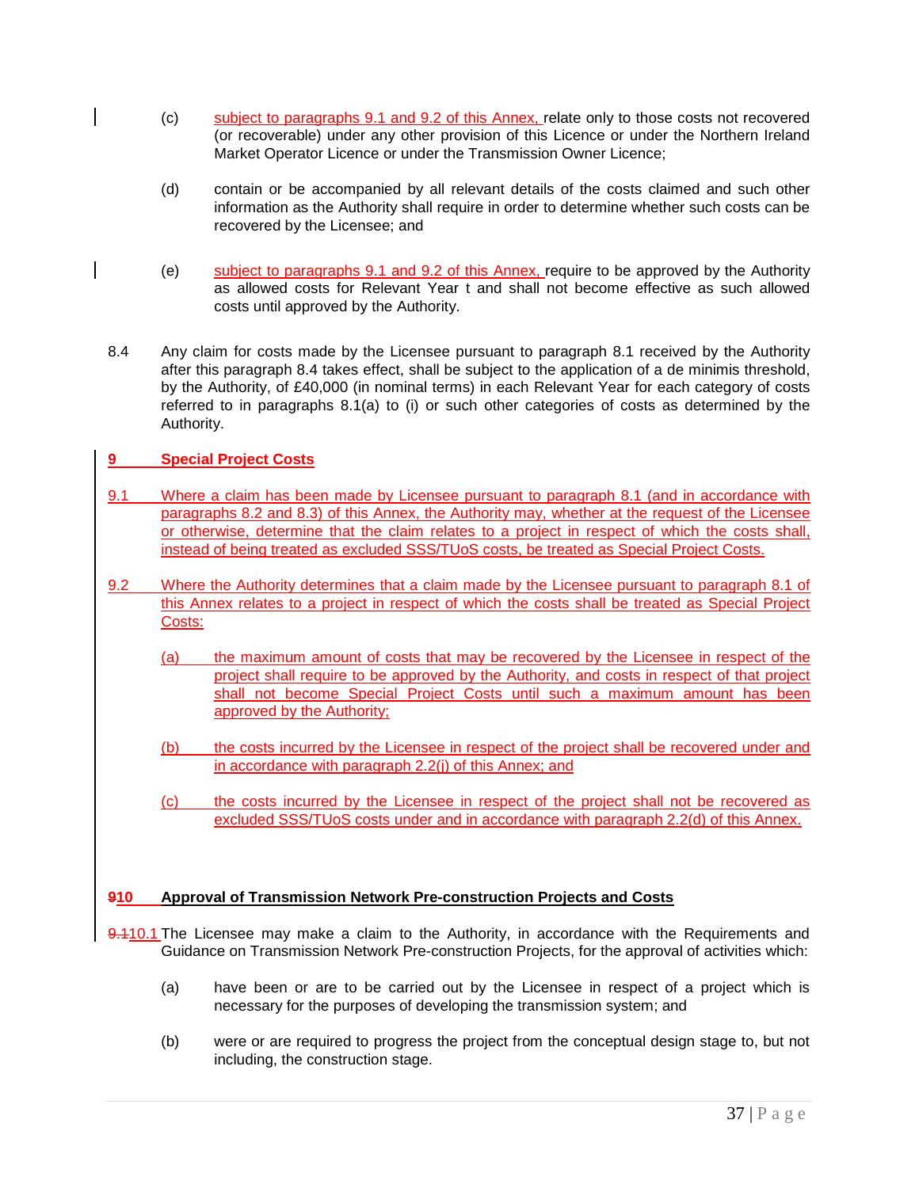(c) subject to paragraphs 9.1 and 9.2 of this Annex, relate only to those costs not recovered (or recoverable) under any other provision of this Licence or under the Northern Ireland Market Operator Licence or under the Transmission Owner Licence;

(d) contain or be accompanied by all relevant details of the costs claimed and such other information as the Authority shall require in order to determine whether such costs can be recovered by the Licensee; and

(e) subject to paragraphs 9.1 and 9.2 of this Annex, require to be approved by the Authority as allowed costs for Relevant Year t and shall not become effective as such allowed costs until approved by the Authority.

8.4 Any claim for costs made by the Licensee pursuant to paragraph 8.1 received by the Authority after this paragraph 8.4 takes effect, shall be subject to the application of a de minimis threshold, by the Authority, of £40,000 (in nominal terms) in each Relevant Year for each category of costs referred to in paragraphs 8.1(a) to (i) or such other categories of costs as determined by the Authority.

## 9 Special Project Costs

9.1 Where a claim has been made by Licensee pursuant to paragraph 8.1 (and in accordance with paragraphs 8.2 and 8.3) of this Annex, the Authority may, whether at the request of the Licensee or otherwise, determine that the claim relates to a project in respect of which the costs shall, instead of being treated as excluded SSS/TUoS costs, be treated as Special Project Costs.

9.2 Where the Authority determines that a claim made by the Licensee pursuant to paragraph 8.1 of this Annex relates to a project in respect of which the costs shall be treated as Special Project Costs:

(a) the maximum amount of costs that may be recovered by the Licensee in respect of the project shall require to be approved by the Authority, and costs in respect of that project shall not become Special Project Costs until such a maximum amount has been approved by the Authority;

(b) the costs incurred by the Licensee in respect of the project shall be recovered under and in accordance with paragraph 2.2(j) of this Annex; and

(c) the costs incurred by the Licensee in respect of the project shall not be recovered as excluded SSS/TUoS costs under and in accordance with paragraph 2.2(d) of this Annex.

## ~~9~~10 Approval of Transmission Network Pre-construction Projects and Costs

~~9.1~~10.1 The Licensee may make a claim to the Authority, in accordance with the Requirements and Guidance on Transmission Network Pre-construction Projects, for the approval of activities which:

(a) have been or are to be carried out by the Licensee in respect of a project which is necessary for the purposes of developing the transmission system; and

(b) were or are required to progress the project from the conceptual design stage to, but not including, the construction stage.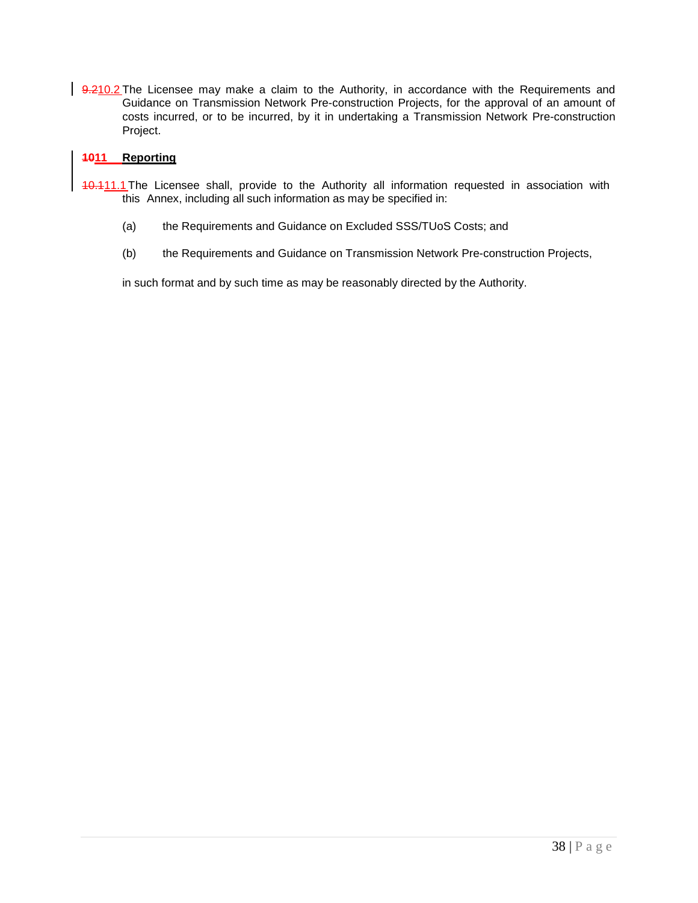~~9.2~~10.2 The Licensee may make a claim to the Authority, in accordance with the Requirements and Guidance on Transmission Network Pre-construction Projects, for the approval of an amount of costs incurred, or to be incurred, by it in undertaking a Transmission Network Pre-construction Project.

## ~~10~~11 Reporting

~~10.1~~11.1 The Licensee shall, provide to the Authority all information requested in association with this Annex, including all such information as may be specified in:

(a) the Requirements and Guidance on Excluded SSS/TUoS Costs; and

(b) the Requirements and Guidance on Transmission Network Pre-construction Projects,

in such format and by such time as may be reasonably directed by the Authority.